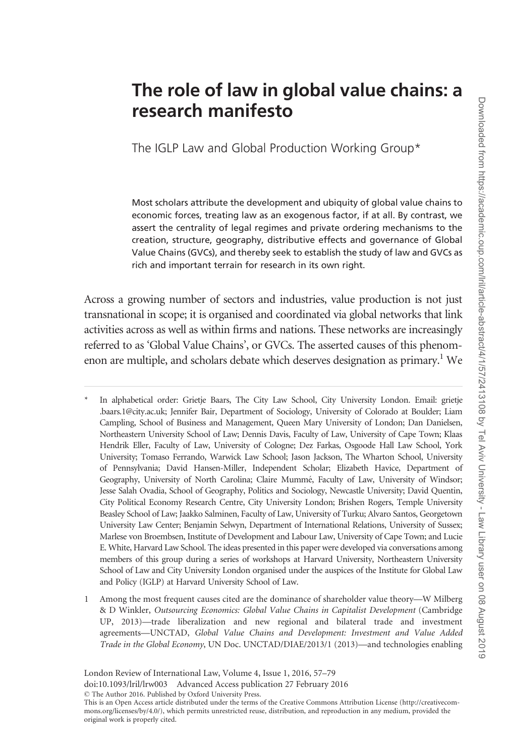# The role of law in global value chains: a research manifesto

The IGLP Law and Global Production Working Group*

Most scholars attribute the development and ubiquity of global value chains to economic forces, treating law as an exogenous factor, if at all. By contrast, we assert the centrality of legal regimes and private ordering mechanisms to the creation, structure, geography, distributive effects and governance of Global Value Chains (GVCs), and thereby seek to establish the study of law and GVCs as rich and important terrain for research in its own right.

Across a growing number of sectors and industries, value production is not just transnational in scope; it is organised and coordinated via global networks that link activities across as well as within firms and nations. These networks are increasingly referred to as 'Global Value Chains', or GVCs. The asserted causes of this phenomenon are multiple, and scholars debate which deserves designation as primary.[1] We

\* In alphabetical order: Grietje Baars, The City Law School, City University London. Email: grietje.baars.1@city.ac.uk; Jennifer Bair, Department of Sociology, University of Colorado at Boulder; Liam Campling, School of Business and Management, Queen Mary University of London; Dan Danielsen, Northeastern University School of Law; Dennis Davis, Faculty of Law, University of Cape Town; Klaas Hendrik Eller, Faculty of Law, University of Cologne; Dez Farkas, Osgoode Hall Law School, York University; Tomaso Ferrando, Warwick Law School; Jason Jackson, The Wharton School, University of Pennsylvania; David Hansen-Miller, Independent Scholar; Elizabeth Havice, Department of Geography, University of North Carolina; Claire Mummé, Faculty of Law, University of Windsor; Jesse Salah Ovadia, School of Geography, Politics and Sociology, Newcastle University; David Quentin, City Political Economy Research Centre, City University London; Brishen Rogers, Temple University Beasley School of Law; Jaakko Salminen, Faculty of Law, University of Turku; Alvaro Santos, Georgetown University Law Center; Benjamin Selwyn, Department of International Relations, University of Sussex; Marlese von Broembsen, Institute of Development and Labour Law, University of Cape Town; and Lucie E. White, Harvard Law School. The ideas presented in this paper were developed via conversations among members of this group during a series of workshops at Harvard University, Northeastern University School of Law and City University London organised under the auspices of the Institute for Global Law and Policy (IGLP) at Harvard University School of Law.

1 Among the most frequent causes cited are the dominance of shareholder value theory—W Milberg & D Winkler, *Outsourcing Economics: Global Value Chains in Capitalist Development* (Cambridge UP, 2013)—trade liberalization and new regional and bilateral trade and investment agreements—UNCTAD, *Global Value Chains and Development: Investment and Value Added Trade in the Global Economy*, UN Doc. UNCTAD/DIAE/2013/1 (2013)—and technologies enabling

London Review of International Law, Volume 4, Issue 1, 2016, 57–79
doi:10.1093/lril/lrw003 Advanced Access publication 27 February 2016
© The Author 2016. Published by Oxford University Press.
This is an Open Access article distributed under the terms of the Creative Commons Attribution License (http://creativecommons.org/licenses/by/4.0/), which permits unrestricted reuse, distribution, and reproduction in any medium, provided the original work is properly cited.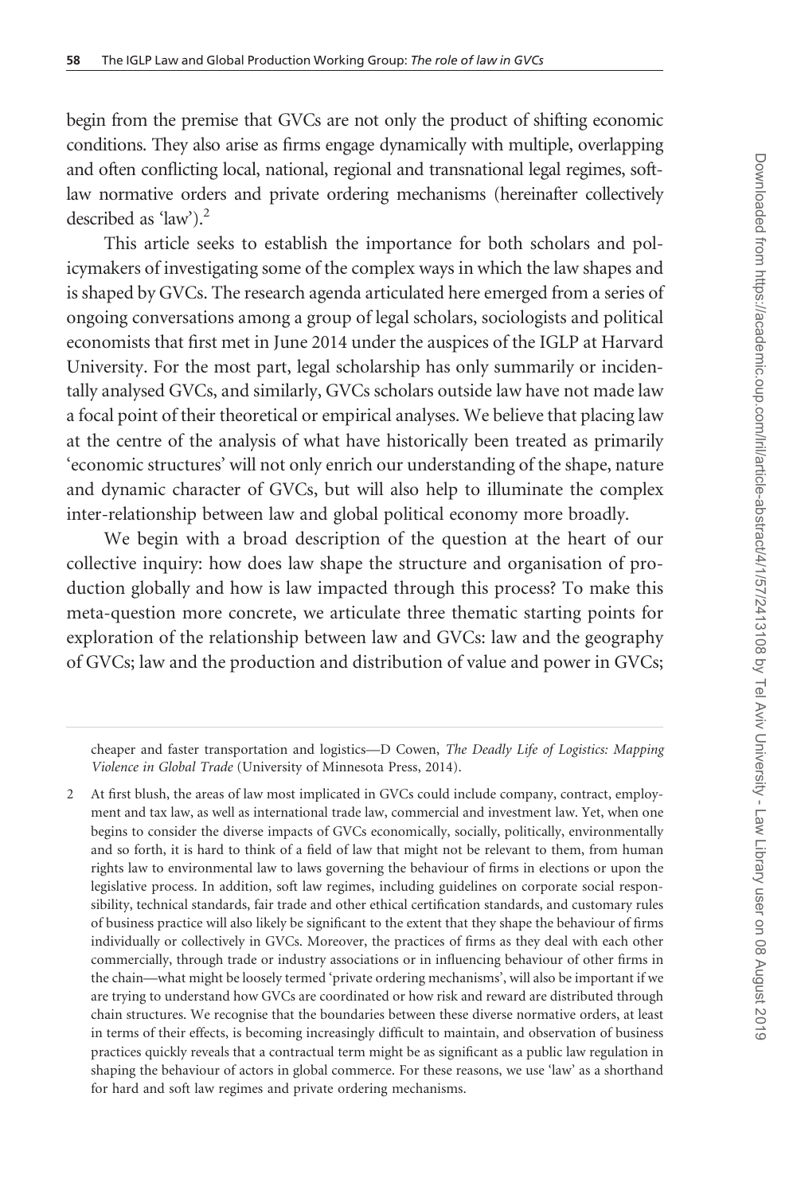begin from the premise that GVCs are not only the product of shifting economic conditions. They also arise as firms engage dynamically with multiple, overlapping and often conflicting local, national, regional and transnational legal regimes, soft-law normative orders and private ordering mechanisms (hereinafter collectively described as 'law').[2]

This article seeks to establish the importance for both scholars and policymakers of investigating some of the complex ways in which the law shapes and is shaped by GVCs. The research agenda articulated here emerged from a series of ongoing conversations among a group of legal scholars, sociologists and political economists that first met in June 2014 under the auspices of the IGLP at Harvard University. For the most part, legal scholarship has only summarily or incidentally analysed GVCs, and similarly, GVCs scholars outside law have not made law a focal point of their theoretical or empirical analyses. We believe that placing law at the centre of the analysis of what have historically been treated as primarily 'economic structures' will not only enrich our understanding of the shape, nature and dynamic character of GVCs, but will also help to illuminate the complex inter-relationship between law and global political economy more broadly.

We begin with a broad description of the question at the heart of our collective inquiry: how does law shape the structure and organisation of production globally and how is law impacted through this process? To make this meta-question more concrete, we articulate three thematic starting points for exploration of the relationship between law and GVCs: law and the geography of GVCs; law and the production and distribution of value and power in GVCs;

cheaper and faster transportation and logistics—D Cowen, *The Deadly Life of Logistics: Mapping Violence in Global Trade* (University of Minnesota Press, 2014).

2 At first blush, the areas of law most implicated in GVCs could include company, contract, employment and tax law, as well as international trade law, commercial and investment law. Yet, when one begins to consider the diverse impacts of GVCs economically, socially, politically, environmentally and so forth, it is hard to think of a field of law that might not be relevant to them, from human rights law to environmental law to laws governing the behaviour of firms in elections or upon the legislative process. In addition, soft law regimes, including guidelines on corporate social responsibility, technical standards, fair trade and other ethical certification standards, and customary rules of business practice will also likely be significant to the extent that they shape the behaviour of firms individually or collectively in GVCs. Moreover, the practices of firms as they deal with each other commercially, through trade or industry associations or in influencing behaviour of other firms in the chain—what might be loosely termed 'private ordering mechanisms', will also be important if we are trying to understand how GVCs are coordinated or how risk and reward are distributed through chain structures. We recognise that the boundaries between these diverse normative orders, at least in terms of their effects, is becoming increasingly difficult to maintain, and observation of business practices quickly reveals that a contractual term might be as significant as a public law regulation in shaping the behaviour of actors in global commerce. For these reasons, we use 'law' as a shorthand for hard and soft law regimes and private ordering mechanisms.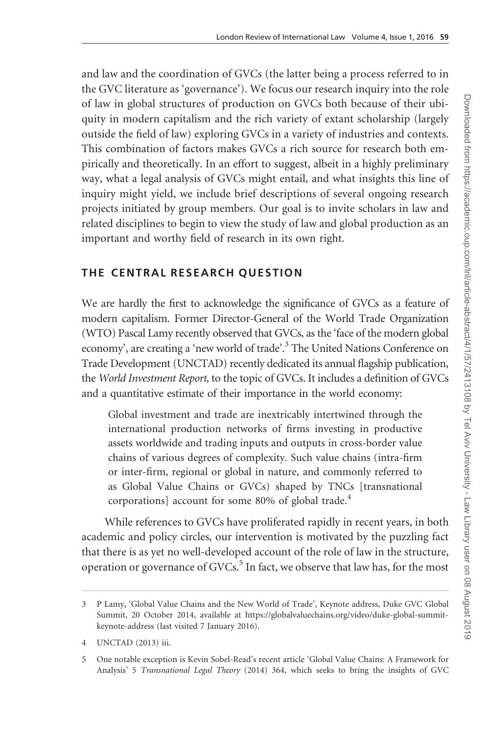and law and the coordination of GVCs (the latter being a process referred to in the GVC literature as 'governance'). We focus our research inquiry into the role of law in global structures of production on GVCs both because of their ubiquity in modern capitalism and the rich variety of extant scholarship (largely outside the field of law) exploring GVCs in a variety of industries and contexts. This combination of factors makes GVCs a rich source for research both empirically and theoretically. In an effort to suggest, albeit in a highly preliminary way, what a legal analysis of GVCs might entail, and what insights this line of inquiry might yield, we include brief descriptions of several ongoing research projects initiated by group members. Our goal is to invite scholars in law and related disciplines to begin to view the study of law and global production as an important and worthy field of research in its own right.

## THE CENTRAL RESEARCH QUESTION

We are hardly the first to acknowledge the significance of GVCs as a feature of modern capitalism. Former Director-General of the World Trade Organization (WTO) Pascal Lamy recently observed that GVCs, as the 'face of the modern global economy', are creating a 'new world of trade'.[3] The United Nations Conference on Trade Development (UNCTAD) recently dedicated its annual flagship publication, the *World Investment Report,* to the topic of GVCs. It includes a definition of GVCs and a quantitative estimate of their importance in the world economy:

> Global investment and trade are inextricably intertwined through the international production networks of firms investing in productive assets worldwide and trading inputs and outputs in cross-border value chains of various degrees of complexity. Such value chains (intra-firm or inter-firm, regional or global in nature, and commonly referred to as Global Value Chains or GVCs) shaped by TNCs [transnational corporations] account for some 80% of global trade.[4]

While references to GVCs have proliferated rapidly in recent years, in both academic and policy circles, our intervention is motivated by the puzzling fact that there is as yet no well-developed account of the role of law in the structure, operation or governance of GVCs.[5] In fact, we observe that law has, for the most

---

3 P Lamy, 'Global Value Chains and the New World of Trade', Keynote address, Duke GVC Global Summit, 20 October 2014, available at https://globalvaluechains.org/video/duke-global-summit-keynote-address (last visited 7 January 2016).

4 UNCTAD (2013) iii.

5 One notable exception is Kevin Sobel-Read's recent article 'Global Value Chains: A Framework for Analysis' 5 *Transnational Legal Theory* (2014) 364, which seeks to bring the insights of GVC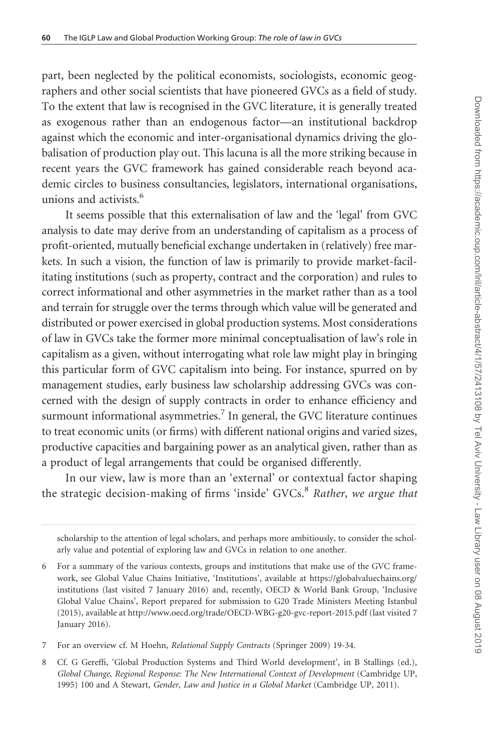part, been neglected by the political economists, sociologists, economic geographers and other social scientists that have pioneered GVCs as a field of study. To the extent that law is recognised in the GVC literature, it is generally treated as exogenous rather than an endogenous factor—an institutional backdrop against which the economic and inter-organisational dynamics driving the globalisation of production play out. This lacuna is all the more striking because in recent years the GVC framework has gained considerable reach beyond academic circles to business consultancies, legislators, international organisations, unions and activists.[6]

It seems possible that this externalisation of law and the 'legal' from GVC analysis to date may derive from an understanding of capitalism as a process of profit-oriented, mutually beneficial exchange undertaken in (relatively) free markets. In such a vision, the function of law is primarily to provide market-facilitating institutions (such as property, contract and the corporation) and rules to correct informational and other asymmetries in the market rather than as a tool and terrain for struggle over the terms through which value will be generated and distributed or power exercised in global production systems. Most considerations of law in GVCs take the former more minimal conceptualisation of law's role in capitalism as a given, without interrogating what role law might play in bringing this particular form of GVC capitalism into being. For instance, spurred on by management studies, early business law scholarship addressing GVCs was concerned with the design of supply contracts in order to enhance efficiency and surmount informational asymmetries.[7] In general, the GVC literature continues to treat economic units (or firms) with different national origins and varied sizes, productive capacities and bargaining power as an analytical given, rather than as a product of legal arrangements that could be organised differently.

In our view, law is more than an 'external' or contextual factor shaping the strategic decision-making of firms 'inside' GVCs.[8] *Rather, we argue that*

scholarship to the attention of legal scholars, and perhaps more ambitiously, to consider the scholarly value and potential of exploring law and GVCs in relation to one another.

6 For a summary of the various contexts, groups and institutions that make use of the GVC framework, see Global Value Chains Initiative, 'Institutions', available at https://globalvaluechains.org/institutions (last visited 7 January 2016) and, recently, OECD & World Bank Group, 'Inclusive Global Value Chains', Report prepared for submission to G20 Trade Ministers Meeting Istanbul (2015), available at http://www.oecd.org/trade/OECD-WBG-g20-gvc-report-2015.pdf (last visited 7 January 2016).

7 For an overview cf. M Hoehn, *Relational Supply Contracts* (Springer 2009) 19-34.

8 Cf. G Gereffi, 'Global Production Systems and Third World development', in B Stallings (ed.), *Global Change, Regional Response: The New International Context of Development* (Cambridge UP, 1995) 100 and A Stewart, *Gender, Law and Justice in a Global Market* (Cambridge UP, 2011).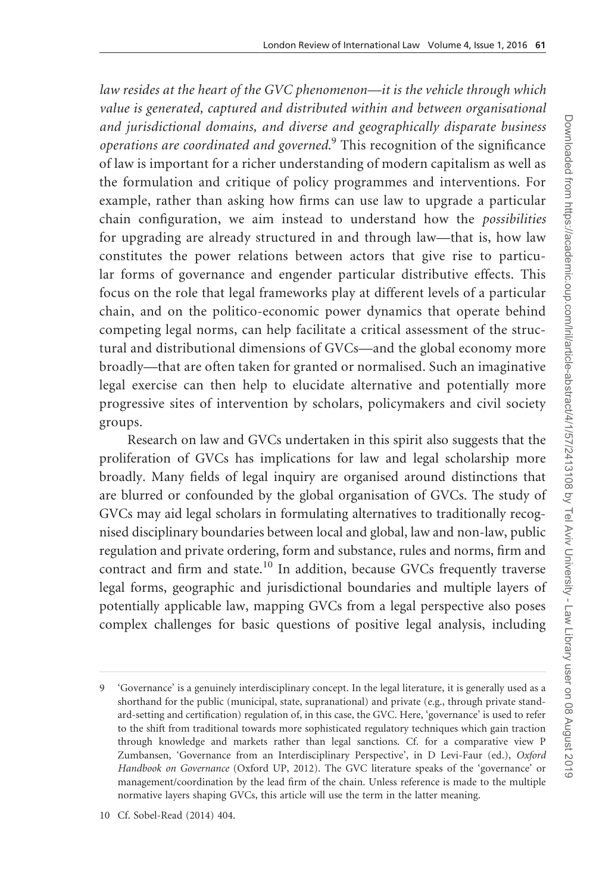*law resides at the heart of the GVC phenomenon—it is the vehicle through which value is generated, captured and distributed within and between organisational and jurisdictional domains, and diverse and geographically disparate business operations are coordinated and governed*.[9] This recognition of the significance of law is important for a richer understanding of modern capitalism as well as the formulation and critique of policy programmes and interventions. For example, rather than asking how firms can use law to upgrade a particular chain configuration, we aim instead to understand how the *possibilities* for upgrading are already structured in and through law—that is, how law constitutes the power relations between actors that give rise to particular forms of governance and engender particular distributive effects. This focus on the role that legal frameworks play at different levels of a particular chain, and on the politico-economic power dynamics that operate behind competing legal norms, can help facilitate a critical assessment of the structural and distributional dimensions of GVCs—and the global economy more broadly—that are often taken for granted or normalised. Such an imaginative legal exercise can then help to elucidate alternative and potentially more progressive sites of intervention by scholars, policymakers and civil society groups.

Research on law and GVCs undertaken in this spirit also suggests that the proliferation of GVCs has implications for law and legal scholarship more broadly. Many fields of legal inquiry are organised around distinctions that are blurred or confounded by the global organisation of GVCs. The study of GVCs may aid legal scholars in formulating alternatives to traditionally recognised disciplinary boundaries between local and global, law and non-law, public regulation and private ordering, form and substance, rules and norms, firm and contract and firm and state.[10] In addition, because GVCs frequently traverse legal forms, geographic and jurisdictional boundaries and multiple layers of potentially applicable law, mapping GVCs from a legal perspective also poses complex challenges for basic questions of positive legal analysis, including

---

9 'Governance' is a genuinely interdisciplinary concept. In the legal literature, it is generally used as a shorthand for the public (municipal, state, supranational) and private (e.g., through private standard-setting and certification) regulation of, in this case, the GVC. Here, 'governance' is used to refer to the shift from traditional towards more sophisticated regulatory techniques which gain traction through knowledge and markets rather than legal sanctions. Cf. for a comparative view P Zumbansen, 'Governance from an Interdisciplinary Perspective', in D Levi-Faur (ed.), *Oxford Handbook on Governance* (Oxford UP, 2012). The GVC literature speaks of the 'governance' or management/coordination by the lead firm of the chain. Unless reference is made to the multiple normative layers shaping GVCs, this article will use the term in the latter meaning.

10 Cf. Sobel-Read (2014) 404.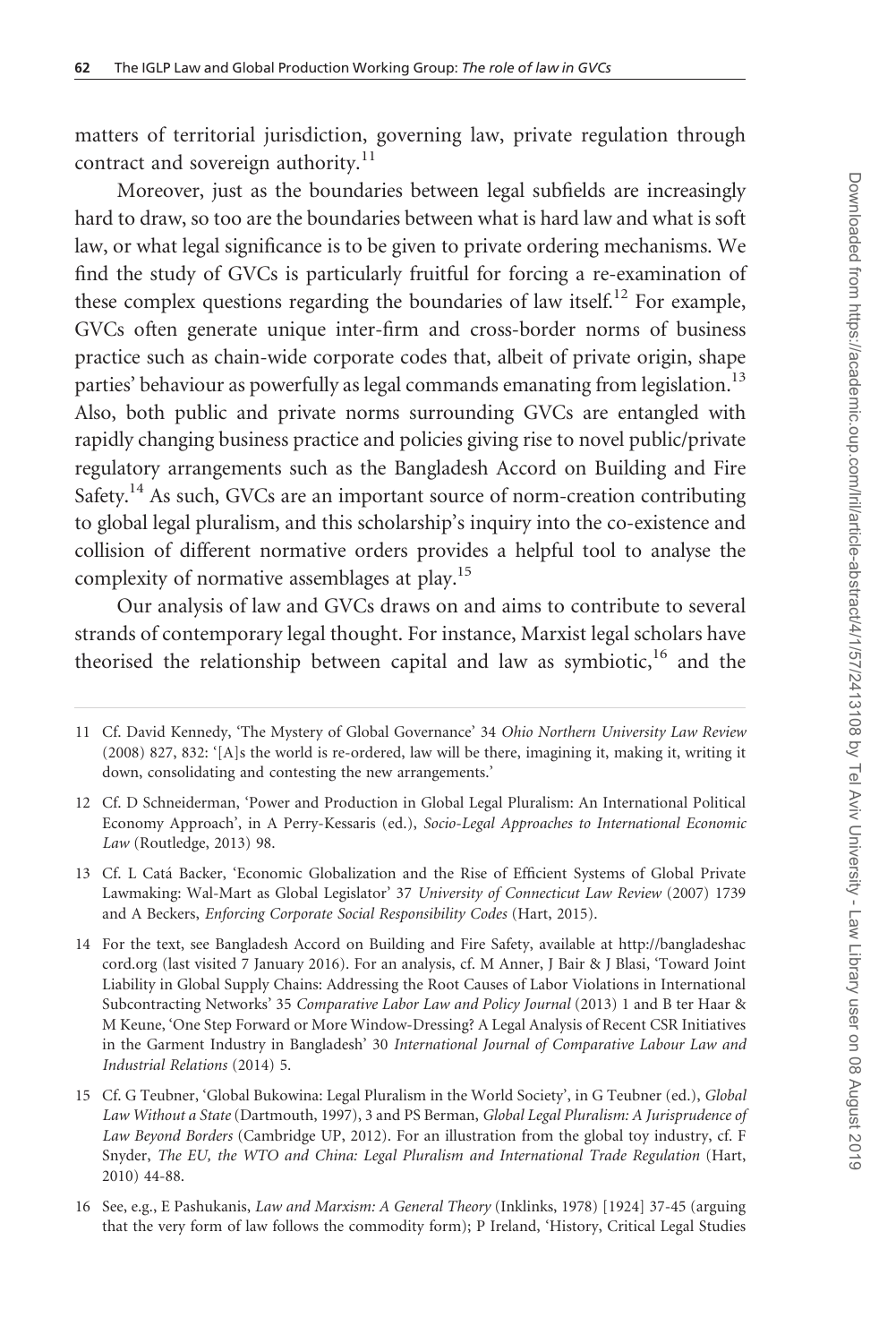matters of territorial jurisdiction, governing law, private regulation through contract and sovereign authority.[11]

Moreover, just as the boundaries between legal subfields are increasingly hard to draw, so too are the boundaries between what is hard law and what is soft law, or what legal significance is to be given to private ordering mechanisms. We find the study of GVCs is particularly fruitful for forcing a re-examination of these complex questions regarding the boundaries of law itself.[12] For example, GVCs often generate unique inter-firm and cross-border norms of business practice such as chain-wide corporate codes that, albeit of private origin, shape parties' behaviour as powerfully as legal commands emanating from legislation.[13] Also, both public and private norms surrounding GVCs are entangled with rapidly changing business practice and policies giving rise to novel public/private regulatory arrangements such as the Bangladesh Accord on Building and Fire Safety.[14] As such, GVCs are an important source of norm-creation contributing to global legal pluralism, and this scholarship's inquiry into the co-existence and collision of different normative orders provides a helpful tool to analyse the complexity of normative assemblages at play.[15]

Our analysis of law and GVCs draws on and aims to contribute to several strands of contemporary legal thought. For instance, Marxist legal scholars have theorised the relationship between capital and law as symbiotic,[16] and the

---

11 Cf. David Kennedy, 'The Mystery of Global Governance' 34 *Ohio Northern University Law Review* (2008) 827, 832: '[A]s the world is re-ordered, law will be there, imagining it, making it, writing it down, consolidating and contesting the new arrangements.'

12 Cf. D Schneiderman, 'Power and Production in Global Legal Pluralism: An International Political Economy Approach', in A Perry-Kessaris (ed.), *Socio-Legal Approaches to International Economic Law* (Routledge, 2013) 98.

13 Cf. L Catá Backer, 'Economic Globalization and the Rise of Efficient Systems of Global Private Lawmaking: Wal-Mart as Global Legislator' 37 *University of Connecticut Law Review* (2007) 1739 and A Beckers, *Enforcing Corporate Social Responsibility Codes* (Hart, 2015).

14 For the text, see Bangladesh Accord on Building and Fire Safety, available at http://bangladeshaccord.org (last visited 7 January 2016). For an analysis, cf. M Anner, J Bair & J Blasi, 'Toward Joint Liability in Global Supply Chains: Addressing the Root Causes of Labor Violations in International Subcontracting Networks' 35 *Comparative Labor Law and Policy Journal* (2013) 1 and B ter Haar & M Keune, 'One Step Forward or More Window-Dressing? A Legal Analysis of Recent CSR Initiatives in the Garment Industry in Bangladesh' 30 *International Journal of Comparative Labour Law and Industrial Relations* (2014) 5.

15 Cf. G Teubner, 'Global Bukowina: Legal Pluralism in the World Society', in G Teubner (ed.), *Global Law Without a State* (Dartmouth, 1997), 3 and PS Berman, *Global Legal Pluralism: A Jurisprudence of Law Beyond Borders* (Cambridge UP, 2012). For an illustration from the global toy industry, cf. F Snyder, *The EU, the WTO and China: Legal Pluralism and International Trade Regulation* (Hart, 2010) 44-88.

16 See, e.g., E Pashukanis, *Law and Marxism: A General Theory* (Inklinks, 1978) [1924] 37-45 (arguing that the very form of law follows the commodity form); P Ireland, 'History, Critical Legal Studies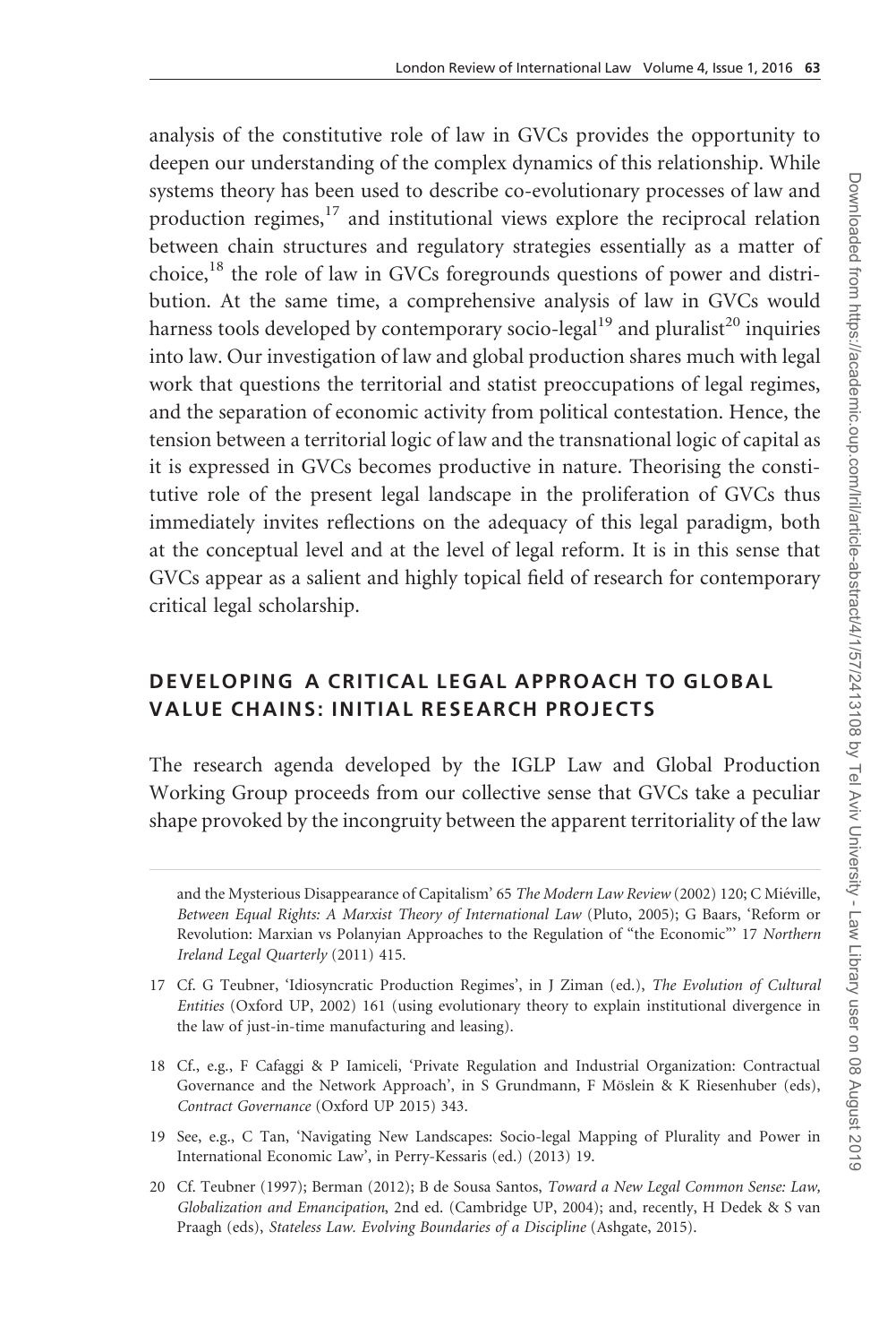analysis of the constitutive role of law in GVCs provides the opportunity to deepen our understanding of the complex dynamics of this relationship. While systems theory has been used to describe co-evolutionary processes of law and production regimes,[17] and institutional views explore the reciprocal relation between chain structures and regulatory strategies essentially as a matter of choice,[18] the role of law in GVCs foregrounds questions of power and distribution. At the same time, a comprehensive analysis of law in GVCs would harness tools developed by contemporary socio-legal[19] and pluralist[20] inquiries into law. Our investigation of law and global production shares much with legal work that questions the territorial and statist preoccupations of legal regimes, and the separation of economic activity from political contestation. Hence, the tension between a territorial logic of law and the transnational logic of capital as it is expressed in GVCs becomes productive in nature. Theorising the constitutive role of the present legal landscape in the proliferation of GVCs thus immediately invites reflections on the adequacy of this legal paradigm, both at the conceptual level and at the level of legal reform. It is in this sense that GVCs appear as a salient and highly topical field of research for contemporary critical legal scholarship.

## DEVELOPING A CRITICAL LEGAL APPROACH TO GLOBAL VALUE CHAINS: INITIAL RESEARCH PROJECTS

The research agenda developed by the IGLP Law and Global Production Working Group proceeds from our collective sense that GVCs take a peculiar shape provoked by the incongruity between the apparent territoriality of the law

and the Mysterious Disappearance of Capitalism' 65 *The Modern Law Review* (2002) 120; C Miéville, *Between Equal Rights: A Marxist Theory of International Law* (Pluto, 2005); G Baars, 'Reform or Revolution: Marxian vs Polanyian Approaches to the Regulation of "The Economic"' 17 *Northern Ireland Legal Quarterly* (2011) 415.

17 Cf. G Teubner, 'Idiosyncratic Production Regimes', in J Ziman (ed.), *The Evolution of Cultural Entities* (Oxford UP, 2002) 161 (using evolutionary theory to explain institutional divergence in the law of just-in-time manufacturing and leasing).

18 Cf., e.g., F Cafaggi & P Iamiceli, 'Private Regulation and Industrial Organization: Contractual Governance and the Network Approach', in S Grundmann, F Möslein & K Riesenhuber (eds), *Contract Governance* (Oxford UP 2015) 343.

19 See, e.g., C Tan, 'Navigating New Landscapes: Socio-legal Mapping of Plurality and Power in International Economic Law', in Perry-Kessaris (ed.) (2013) 19.

20 Cf. Teubner (1997); Berman (2012); B de Sousa Santos, *Toward a New Legal Common Sense: Law, Globalization and Emancipation*, 2nd ed. (Cambridge UP, 2004); and, recently, H Dedek & S van Praagh (eds), *Stateless Law. Evolving Boundaries of a Discipline* (Ashgate, 2015).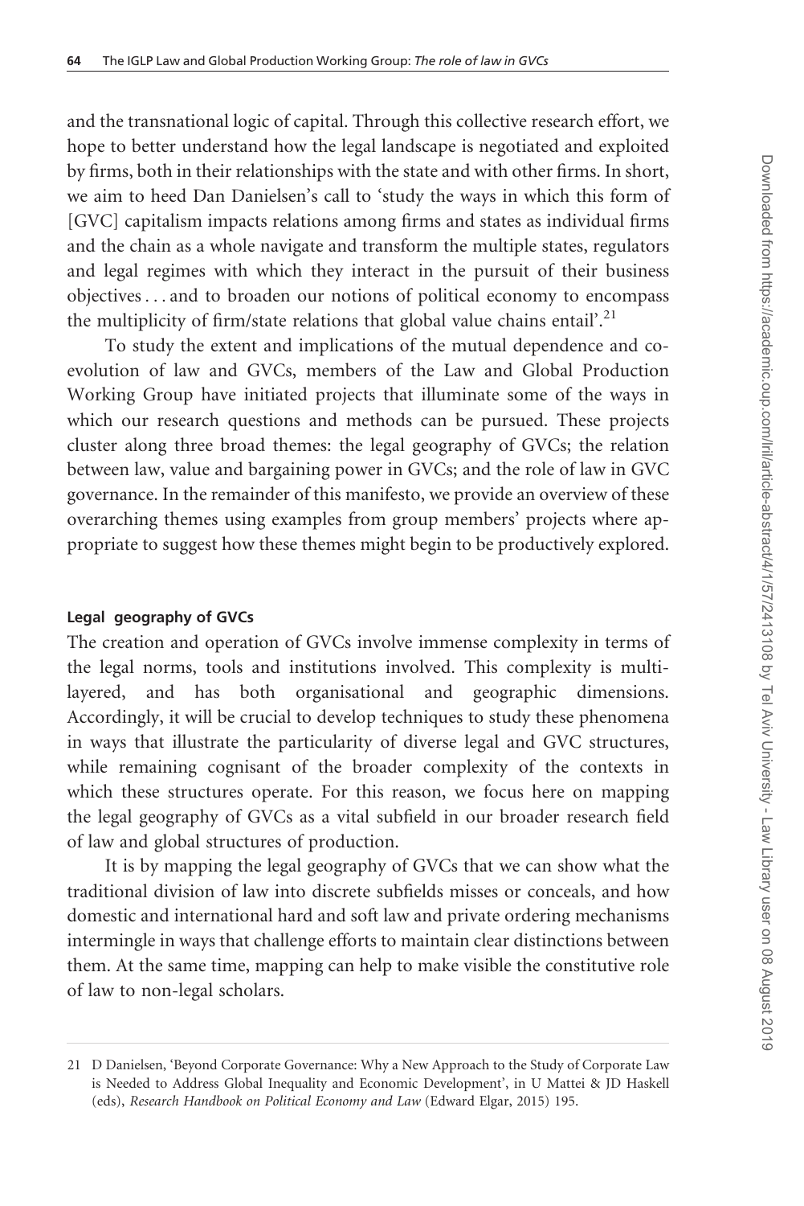and the transnational logic of capital. Through this collective research effort, we hope to better understand how the legal landscape is negotiated and exploited by firms, both in their relationships with the state and with other firms. In short, we aim to heed Dan Danielsen's call to 'study the ways in which this form of [GVC] capitalism impacts relations among firms and states as individual firms and the chain as a whole navigate and transform the multiple states, regulators and legal regimes with which they interact in the pursuit of their business objectives . . . and to broaden our notions of political economy to encompass the multiplicity of firm/state relations that global value chains entail'.[21]

To study the extent and implications of the mutual dependence and co-evolution of law and GVCs, members of the Law and Global Production Working Group have initiated projects that illuminate some of the ways in which our research questions and methods can be pursued. These projects cluster along three broad themes: the legal geography of GVCs; the relation between law, value and bargaining power in GVCs; and the role of law in GVC governance. In the remainder of this manifesto, we provide an overview of these overarching themes using examples from group members' projects where appropriate to suggest how these themes might begin to be productively explored.

### Legal geography of GVCs

The creation and operation of GVCs involve immense complexity in terms of the legal norms, tools and institutions involved. This complexity is multi-layered, and has both organisational and geographic dimensions. Accordingly, it will be crucial to develop techniques to study these phenomena in ways that illustrate the particularity of diverse legal and GVC structures, while remaining cognisant of the broader complexity of the contexts in which these structures operate. For this reason, we focus here on mapping the legal geography of GVCs as a vital subfield in our broader research field of law and global structures of production.

It is by mapping the legal geography of GVCs that we can show what the traditional division of law into discrete subfields misses or conceals, and how domestic and international hard and soft law and private ordering mechanisms intermingle in ways that challenge efforts to maintain clear distinctions between them. At the same time, mapping can help to make visible the constitutive role of law to non-legal scholars.

---

21 D Danielsen, 'Beyond Corporate Governance: Why a New Approach to the Study of Corporate Law is Needed to Address Global Inequality and Economic Development', in U Mattei & JD Haskell (eds), *Research Handbook on Political Economy and Law* (Edward Elgar, 2015) 195.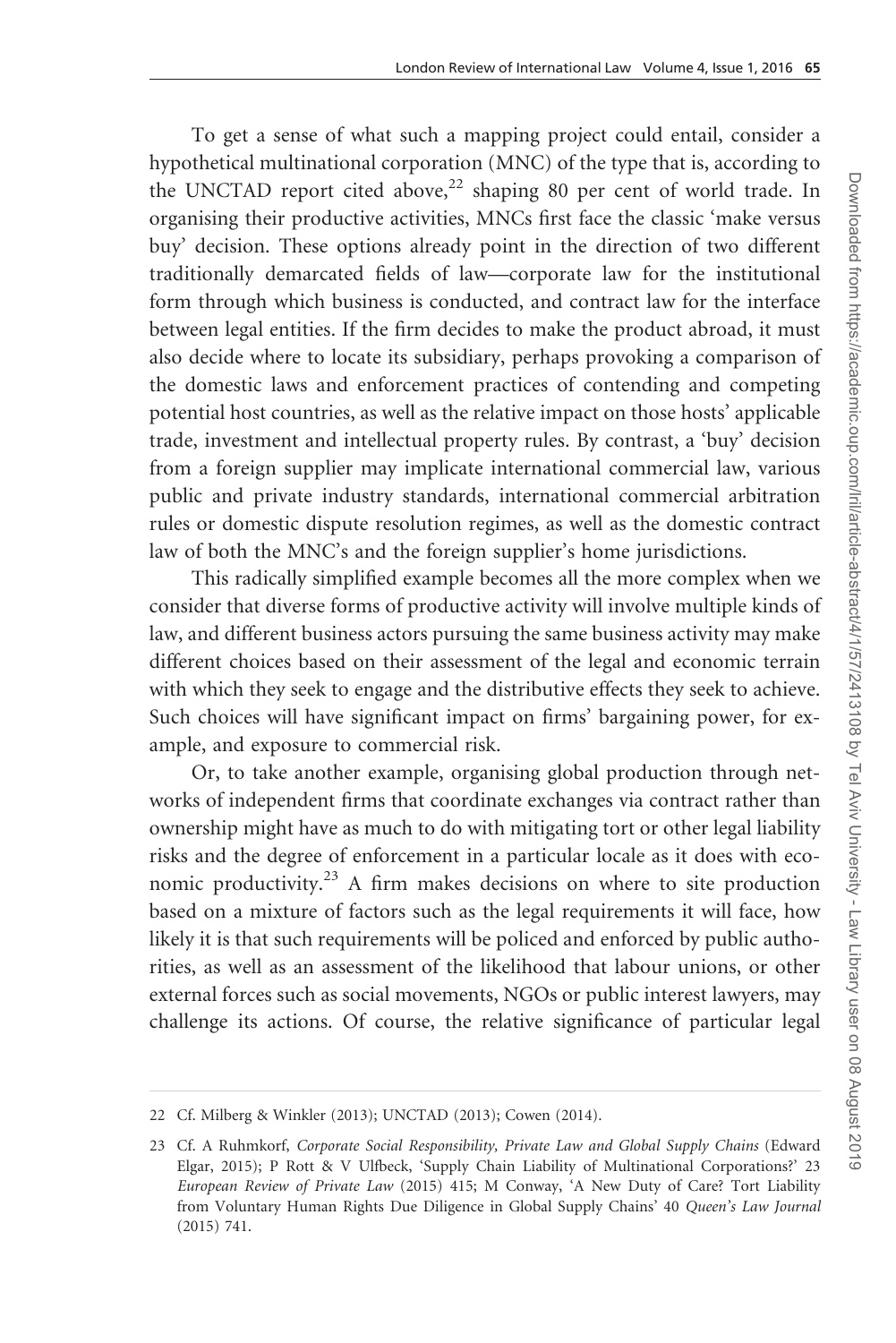To get a sense of what such a mapping project could entail, consider a hypothetical multinational corporation (MNC) of the type that is, according to the UNCTAD report cited above,[22] shaping 80 per cent of world trade. In organising their productive activities, MNCs first face the classic 'make versus buy' decision. These options already point in the direction of two different traditionally demarcated fields of law—corporate law for the institutional form through which business is conducted, and contract law for the interface between legal entities. If the firm decides to make the product abroad, it must also decide where to locate its subsidiary, perhaps provoking a comparison of the domestic laws and enforcement practices of contending and competing potential host countries, as well as the relative impact on those hosts' applicable trade, investment and intellectual property rules. By contrast, a 'buy' decision from a foreign supplier may implicate international commercial law, various public and private industry standards, international commercial arbitration rules or domestic dispute resolution regimes, as well as the domestic contract law of both the MNC's and the foreign supplier's home jurisdictions.

This radically simplified example becomes all the more complex when we consider that diverse forms of productive activity will involve multiple kinds of law, and different business actors pursuing the same business activity may make different choices based on their assessment of the legal and economic terrain with which they seek to engage and the distributive effects they seek to achieve. Such choices will have significant impact on firms' bargaining power, for example, and exposure to commercial risk.

Or, to take another example, organising global production through networks of independent firms that coordinate exchanges via contract rather than ownership might have as much to do with mitigating tort or other legal liability risks and the degree of enforcement in a particular locale as it does with economic productivity.[23] A firm makes decisions on where to site production based on a mixture of factors such as the legal requirements it will face, how likely it is that such requirements will be policed and enforced by public authorities, as well as an assessment of the likelihood that labour unions, or other external forces such as social movements, NGOs or public interest lawyers, may challenge its actions. Of course, the relative significance of particular legal

---

22 Cf. Milberg & Winkler (2013); UNCTAD (2013); Cowen (2014).

23 Cf. A Ruhmkorf, *Corporate Social Responsibility, Private Law and Global Supply Chains* (Edward Elgar, 2015); P Rott & V Ulfbeck, 'Supply Chain Liability of Multinational Corporations?' 23 *European Review of Private Law* (2015) 415; M Conway, 'A New Duty of Care? Tort Liability from Voluntary Human Rights Due Diligence in Global Supply Chains' 40 *Queen's Law Journal* (2015) 741.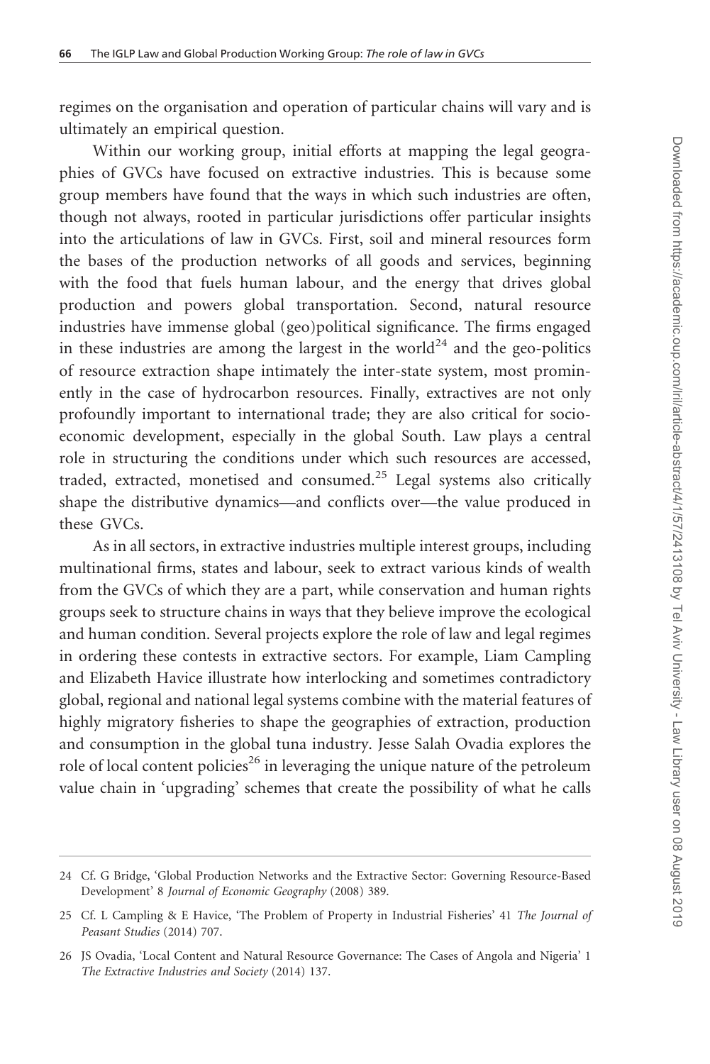regimes on the organisation and operation of particular chains will vary and is ultimately an empirical question.

Within our working group, initial efforts at mapping the legal geographies of GVCs have focused on extractive industries. This is because some group members have found that the ways in which such industries are often, though not always, rooted in particular jurisdictions offer particular insights into the articulations of law in GVCs. First, soil and mineral resources form the bases of the production networks of all goods and services, beginning with the food that fuels human labour, and the energy that drives global production and powers global transportation. Second, natural resource industries have immense global (geo)political significance. The firms engaged in these industries are among the largest in the world[24] and the geo-politics of resource extraction shape intimately the inter-state system, most prominently in the case of hydrocarbon resources. Finally, extractives are not only profoundly important to international trade; they are also critical for socio-economic development, especially in the global South. Law plays a central role in structuring the conditions under which such resources are accessed, traded, extracted, monetised and consumed.[25] Legal systems also critically shape the distributive dynamics—and conflicts over—the value produced in these GVCs.

As in all sectors, in extractive industries multiple interest groups, including multinational firms, states and labour, seek to extract various kinds of wealth from the GVCs of which they are a part, while conservation and human rights groups seek to structure chains in ways that they believe improve the ecological and human condition. Several projects explore the role of law and legal regimes in ordering these contests in extractive sectors. For example, Liam Campling and Elizabeth Havice illustrate how interlocking and sometimes contradictory global, regional and national legal systems combine with the material features of highly migratory fisheries to shape the geographies of extraction, production and consumption in the global tuna industry. Jesse Salah Ovadia explores the role of local content policies[26] in leveraging the unique nature of the petroleum value chain in 'upgrading' schemes that create the possibility of what he calls

---

24 Cf. G Bridge, 'Global Production Networks and the Extractive Sector: Governing Resource-Based Development' 8 *Journal of Economic Geography* (2008) 389.

25 Cf. L Campling & E Havice, 'The Problem of Property in Industrial Fisheries' 41 *The Journal of Peasant Studies* (2014) 707.

26 JS Ovadia, 'Local Content and Natural Resource Governance: The Cases of Angola and Nigeria' 1 *The Extractive Industries and Society* (2014) 137.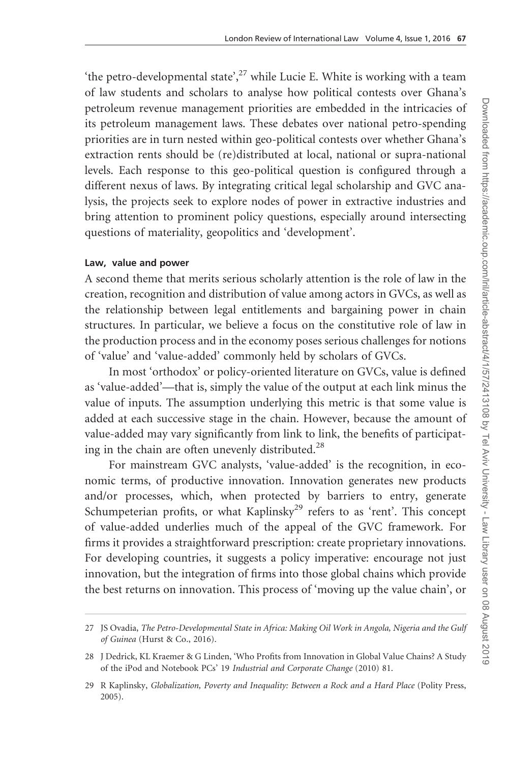'the petro-developmental state',[27] while Lucie E. White is working with a team of law students and scholars to analyse how political contests over Ghana's petroleum revenue management priorities are embedded in the intricacies of its petroleum management laws. These debates over national petro-spending priorities are in turn nested within geo-political contests over whether Ghana's extraction rents should be (re)distributed at local, national or supra-national levels. Each response to this geo-political question is configured through a different nexus of laws. By integrating critical legal scholarship and GVC analysis, the projects seek to explore nodes of power in extractive industries and bring attention to prominent policy questions, especially around intersecting questions of materiality, geopolitics and 'development'.

#### Law, value and power

A second theme that merits serious scholarly attention is the role of law in the creation, recognition and distribution of value among actors in GVCs, as well as the relationship between legal entitlements and bargaining power in chain structures. In particular, we believe a focus on the constitutive role of law in the production process and in the economy poses serious challenges for notions of 'value' and 'value-added' commonly held by scholars of GVCs.

In most 'orthodox' or policy-oriented literature on GVCs, value is defined as 'value-added'—that is, simply the value of the output at each link minus the value of inputs. The assumption underlying this metric is that some value is added at each successive stage in the chain. However, because the amount of value-added may vary significantly from link to link, the benefits of participating in the chain are often unevenly distributed.[28]

For mainstream GVC analysts, 'value-added' is the recognition, in economic terms, of productive innovation. Innovation generates new products and/or processes, which, when protected by barriers to entry, generate Schumpeterian profits, or what Kaplinsky[29] refers to as 'rent'. This concept of value-added underlies much of the appeal of the GVC framework. For firms it provides a straightforward prescription: create proprietary innovations. For developing countries, it suggests a policy imperative: encourage not just innovation, but the integration of firms into those global chains which provide the best returns on innovation. This process of 'moving up the value chain', or

---

27 JS Ovadia, *The Petro-Developmental State in Africa: Making Oil Work in Angola, Nigeria and the Gulf of Guinea* (Hurst & Co., 2016).

28 J Dedrick, KL Kraemer & G Linden, 'Who Profits from Innovation in Global Value Chains? A Study of the iPod and Notebook PCs' 19 *Industrial and Corporate Change* (2010) 81.

29 R Kaplinsky, *Globalization, Poverty and Inequality: Between a Rock and a Hard Place* (Polity Press, 2005).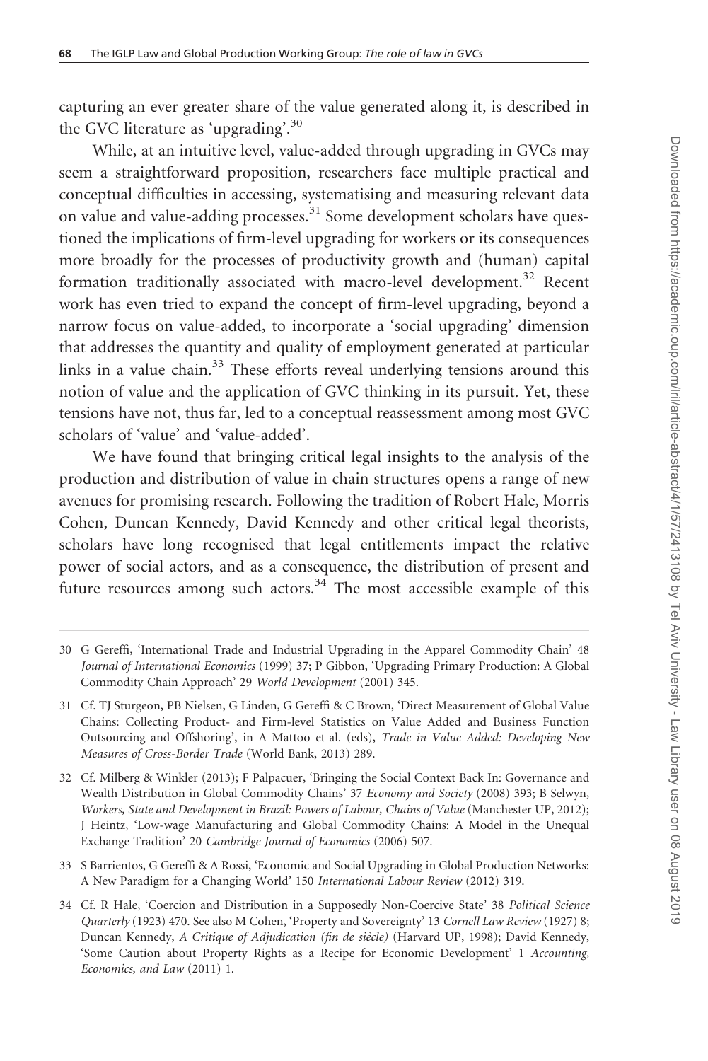capturing an ever greater share of the value generated along it, is described in the GVC literature as 'upgrading'.[30]

While, at an intuitive level, value-added through upgrading in GVCs may seem a straightforward proposition, researchers face multiple practical and conceptual difficulties in accessing, systematising and measuring relevant data on value and value-adding processes.[31] Some development scholars have questioned the implications of firm-level upgrading for workers or its consequences more broadly for the processes of productivity growth and (human) capital formation traditionally associated with macro-level development.[32] Recent work has even tried to expand the concept of firm-level upgrading, beyond a narrow focus on value-added, to incorporate a 'social upgrading' dimension that addresses the quantity and quality of employment generated at particular links in a value chain.[33] These efforts reveal underlying tensions around this notion of value and the application of GVC thinking in its pursuit. Yet, these tensions have not, thus far, led to a conceptual reassessment among most GVC scholars of 'value' and 'value-added'.

We have found that bringing critical legal insights to the analysis of the production and distribution of value in chain structures opens a range of new avenues for promising research. Following the tradition of Robert Hale, Morris Cohen, Duncan Kennedy, David Kennedy and other critical legal theorists, scholars have long recognised that legal entitlements impact the relative power of social actors, and as a consequence, the distribution of present and future resources among such actors.[34] The most accessible example of this

---

30 G Gereffi, 'International Trade and Industrial Upgrading in the Apparel Commodity Chain' 48 *Journal of International Economics* (1999) 37; P Gibbon, 'Upgrading Primary Production: A Global Commodity Chain Approach' 29 *World Development* (2001) 345.

31 Cf. TJ Sturgeon, PB Nielsen, G Linden, G Gereffi & C Brown, 'Direct Measurement of Global Value Chains: Collecting Product- and Firm-level Statistics on Value Added and Business Function Outsourcing and Offshoring', in A Mattoo et al. (eds), *Trade in Value Added: Developing New Measures of Cross-Border Trade* (World Bank, 2013) 289.

32 Cf. Milberg & Winkler (2013); F Palpacuer, 'Bringing the Social Context Back In: Governance and Wealth Distribution in Global Commodity Chains' 37 *Economy and Society* (2008) 393; B Selwyn, *Workers, State and Development in Brazil: Powers of Labour, Chains of Value* (Manchester UP, 2012); J Heintz, 'Low-wage Manufacturing and Global Commodity Chains: A Model in the Unequal Exchange Tradition' 20 *Cambridge Journal of Economics* (2006) 507.

33 S Barrientos, G Gereffi & A Rossi, 'Economic and Social Upgrading in Global Production Networks: A New Paradigm for a Changing World' 150 *International Labour Review* (2012) 319.

34 Cf. R Hale, 'Coercion and Distribution in a Supposedly Non-Coercive State' 38 *Political Science Quarterly* (1923) 470. See also M Cohen, 'Property and Sovereignty' 13 *Cornell Law Review* (1927) 8; Duncan Kennedy, *A Critique of Adjudication (fin de siècle)* (Harvard UP, 1998); David Kennedy, 'Some Caution about Property Rights as a Recipe for Economic Development' 1 *Accounting, Economics, and Law* (2011) 1.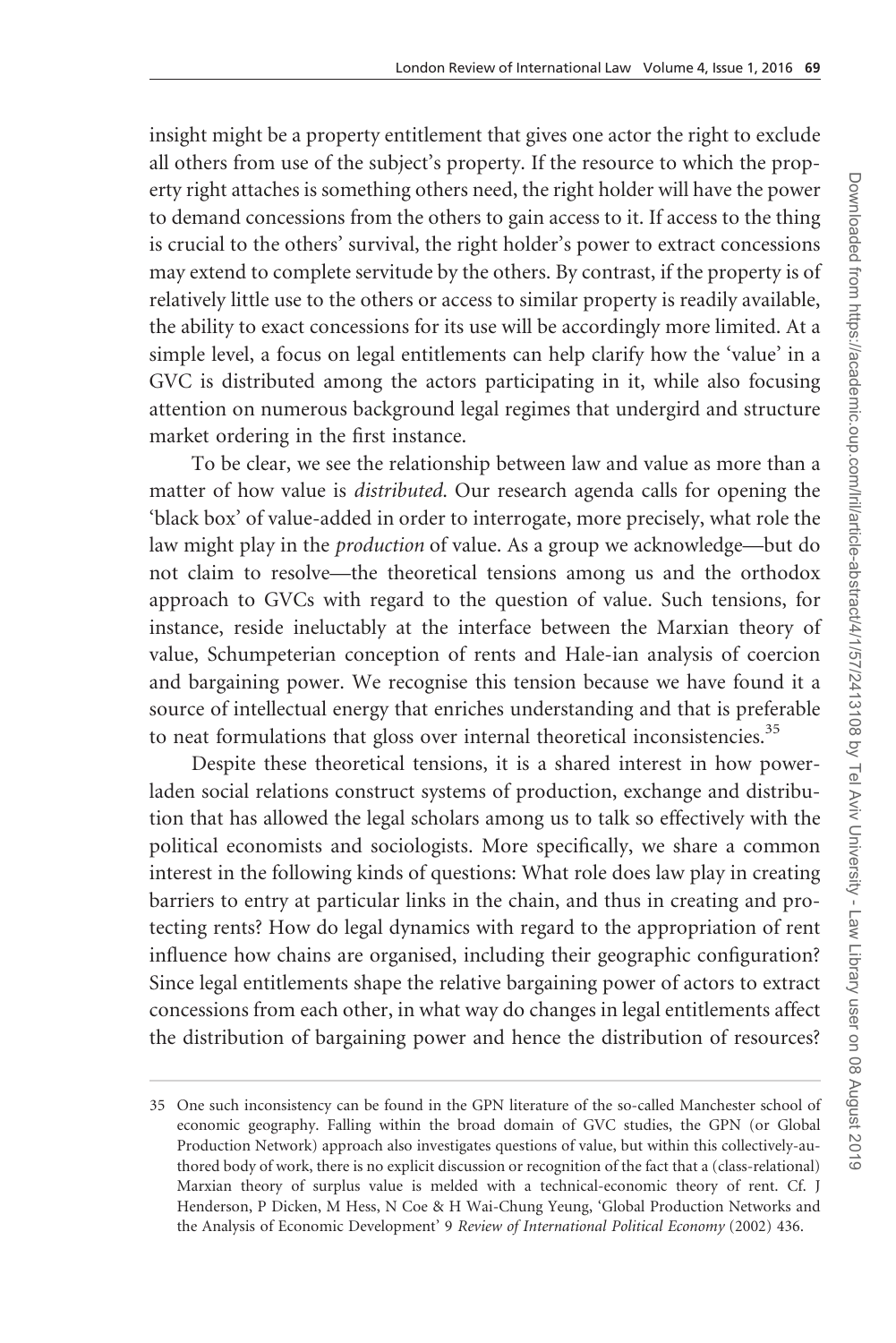insight might be a property entitlement that gives one actor the right to exclude all others from use of the subject's property. If the resource to which the property right attaches is something others need, the right holder will have the power to demand concessions from the others to gain access to it. If access to the thing is crucial to the others' survival, the right holder's power to extract concessions may extend to complete servitude by the others. By contrast, if the property is of relatively little use to the others or access to similar property is readily available, the ability to exact concessions for its use will be accordingly more limited. At a simple level, a focus on legal entitlements can help clarify how the 'value' in a GVC is distributed among the actors participating in it, while also focusing attention on numerous background legal regimes that undergird and structure market ordering in the first instance.

To be clear, we see the relationship between law and value as more than a matter of how value is *distributed*. Our research agenda calls for opening the 'black box' of value-added in order to interrogate, more precisely, what role the law might play in the *production* of value. As a group we acknowledge—but do not claim to resolve—the theoretical tensions among us and the orthodox approach to GVCs with regard to the question of value. Such tensions, for instance, reside ineluctably at the interface between the Marxian theory of value, Schumpeterian conception of rents and Hale-ian analysis of coercion and bargaining power. We recognise this tension because we have found it a source of intellectual energy that enriches understanding and that is preferable to neat formulations that gloss over internal theoretical inconsistencies.[35]

Despite these theoretical tensions, it is a shared interest in how power-laden social relations construct systems of production, exchange and distribution that has allowed the legal scholars among us to talk so effectively with the political economists and sociologists. More specifically, we share a common interest in the following kinds of questions: What role does law play in creating barriers to entry at particular links in the chain, and thus in creating and protecting rents? How do legal dynamics with regard to the appropriation of rent influence how chains are organised, including their geographic configuration? Since legal entitlements shape the relative bargaining power of actors to extract concessions from each other, in what way do changes in legal entitlements affect the distribution of bargaining power and hence the distribution of resources?

---

35 One such inconsistency can be found in the GPN literature of the so-called Manchester school of economic geography. Falling within the broad domain of GVC studies, the GPN (or Global Production Network) approach also investigates questions of value, but within this collectively-authored body of work, there is no explicit discussion or recognition of the fact that a (class-relational) Marxian theory of surplus value is melded with a technical-economic theory of rent. Cf. J Henderson, P Dicken, M Hess, N Coe & H Wai-Chung Yeung, 'Global Production Networks and the Analysis of Economic Development' 9 *Review of International Political Economy* (2002) 436.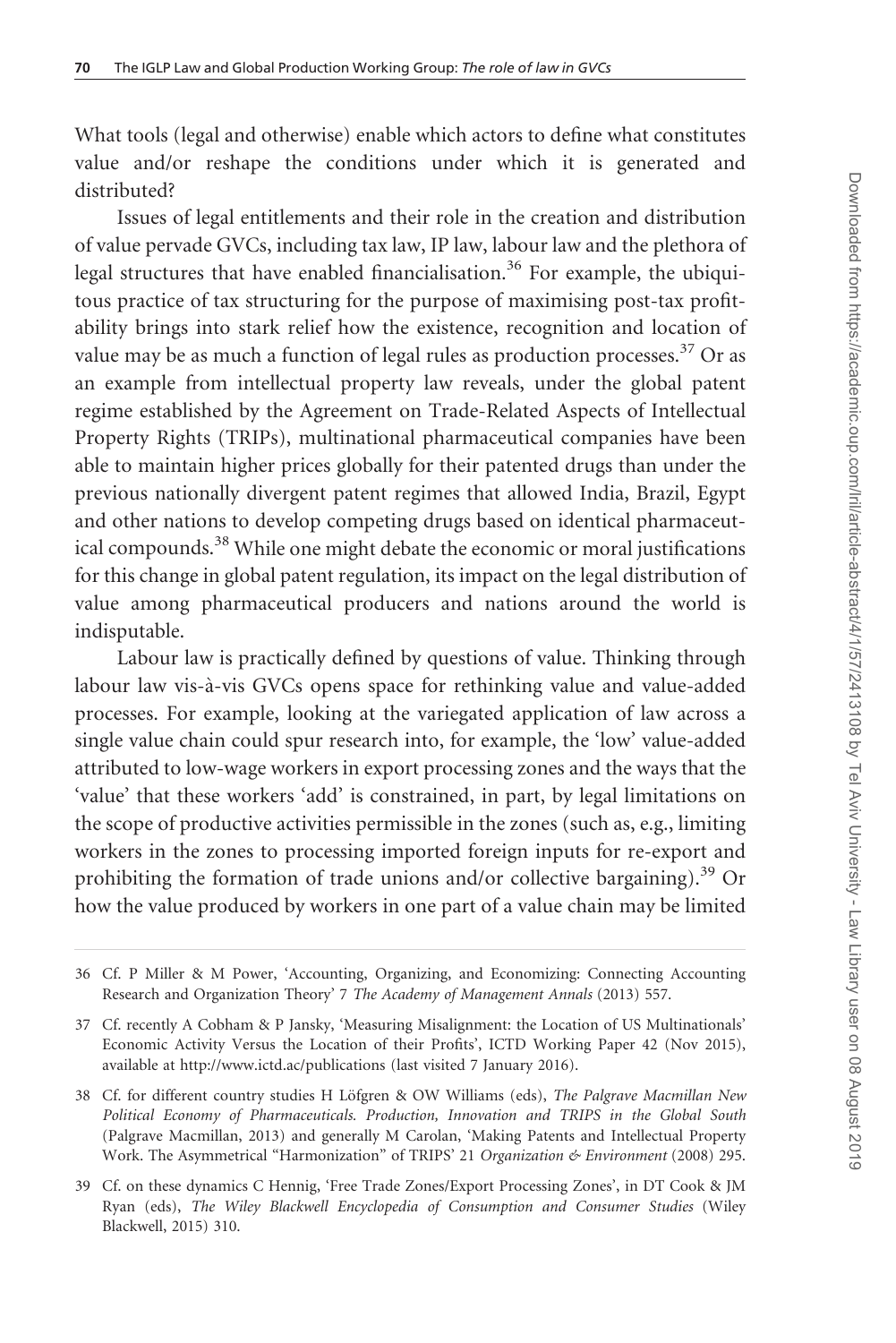What tools (legal and otherwise) enable which actors to define what constitutes value and/or reshape the conditions under which it is generated and distributed?

Issues of legal entitlements and their role in the creation and distribution of value pervade GVCs, including tax law, IP law, labour law and the plethora of legal structures that have enabled financialisation.[36] For example, the ubiquitous practice of tax structuring for the purpose of maximising post-tax profitability brings into stark relief how the existence, recognition and location of value may be as much a function of legal rules as production processes.[37] Or as an example from intellectual property law reveals, under the global patent regime established by the Agreement on Trade-Related Aspects of Intellectual Property Rights (TRIPs), multinational pharmaceutical companies have been able to maintain higher prices globally for their patented drugs than under the previous nationally divergent patent regimes that allowed India, Brazil, Egypt and other nations to develop competing drugs based on identical pharmaceutical compounds.[38] While one might debate the economic or moral justifications for this change in global patent regulation, its impact on the legal distribution of value among pharmaceutical producers and nations around the world is indisputable.

Labour law is practically defined by questions of value. Thinking through labour law vis-à-vis GVCs opens space for rethinking value and value-added processes. For example, looking at the variegated application of law across a single value chain could spur research into, for example, the 'low' value-added attributed to low-wage workers in export processing zones and the ways that the 'value' that these workers 'add' is constrained, in part, by legal limitations on the scope of productive activities permissible in the zones (such as, e.g., limiting workers in the zones to processing imported foreign inputs for re-export and prohibiting the formation of trade unions and/or collective bargaining).[39] Or how the value produced by workers in one part of a value chain may be limited

---

36 Cf. P Miller & M Power, 'Accounting, Organizing, and Economizing: Connecting Accounting Research and Organization Theory' 7 *The Academy of Management Annals* (2013) 557.

37 Cf. recently A Cobham & P Jansky, 'Measuring Misalignment: the Location of US Multinationals' Economic Activity Versus the Location of their Profits', ICTD Working Paper 42 (Nov 2015), available at http://www.ictd.ac/publications (last visited 7 January 2016).

38 Cf. for different country studies H Löfgren & OW Williams (eds), *The Palgrave Macmillan New Political Economy of Pharmaceuticals. Production, Innovation and TRIPS in the Global South* (Palgrave Macmillan, 2013) and generally M Carolan, 'Making Patents and Intellectual Property Work. The Asymmetrical "Harmonization" of TRIPS' 21 *Organization & Environment* (2008) 295.

39 Cf. on these dynamics C Hennig, 'Free Trade Zones/Export Processing Zones', in DT Cook & JM Ryan (eds), *The Wiley Blackwell Encyclopedia of Consumption and Consumer Studies* (Wiley Blackwell, 2015) 310.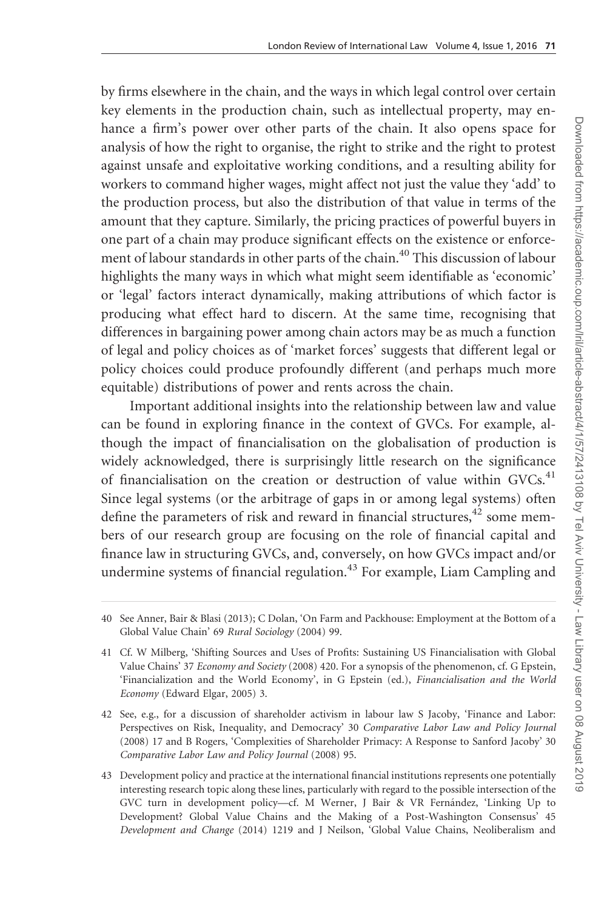by firms elsewhere in the chain, and the ways in which legal control over certain key elements in the production chain, such as intellectual property, may enhance a firm's power over other parts of the chain. It also opens space for analysis of how the right to organise, the right to strike and the right to protest against unsafe and exploitative working conditions, and a resulting ability for workers to command higher wages, might affect not just the value they 'add' to the production process, but also the distribution of that value in terms of the amount that they capture. Similarly, the pricing practices of powerful buyers in one part of a chain may produce significant effects on the existence or enforcement of labour standards in other parts of the chain.[40] This discussion of labour highlights the many ways in which what might seem identifiable as 'economic' or 'legal' factors interact dynamically, making attributions of which factor is producing what effect hard to discern. At the same time, recognising that differences in bargaining power among chain actors may be as much a function of legal and policy choices as of 'market forces' suggests that different legal or policy choices could produce profoundly different (and perhaps much more equitable) distributions of power and rents across the chain.

Important additional insights into the relationship between law and value can be found in exploring finance in the context of GVCs. For example, although the impact of financialisation on the globalisation of production is widely acknowledged, there is surprisingly little research on the significance of financialisation on the creation or destruction of value within GVCs.[41] Since legal systems (or the arbitrage of gaps in or among legal systems) often define the parameters of risk and reward in financial structures,[42] some members of our research group are focusing on the role of financial capital and finance law in structuring GVCs, and, conversely, on how GVCs impact and/or undermine systems of financial regulation.[43] For example, Liam Campling and

40 See Anner, Bair & Blasi (2013); C Dolan, 'On Farm and Packhouse: Employment at the Bottom of a Global Value Chain' 69 *Rural Sociology* (2004) 99.

41 Cf. W Milberg, 'Shifting Sources and Uses of Profits: Sustaining US Financialisation with Global Value Chains' 37 *Economy and Society* (2008) 420. For a synopsis of the phenomenon, cf. G Epstein, 'Financialization and the World Economy', in G Epstein (ed.), *Financialisation and the World Economy* (Edward Elgar, 2005) 3.

42 See, e.g., for a discussion of shareholder activism in labour law S Jacoby, 'Finance and Labor: Perspectives on Risk, Inequality, and Democracy' 30 *Comparative Labor Law and Policy Journal* (2008) 17 and B Rogers, 'Complexities of Shareholder Primacy: A Response to Sanford Jacoby' 30 *Comparative Labor Law and Policy Journal* (2008) 95.

43 Development policy and practice at the international financial institutions represents one potentially interesting research topic along these lines, particularly with regard to the possible intersection of the GVC turn in development policy—cf. M Werner, J Bair & VR Fernández, 'Linking Up to Development? Global Value Chains and the Making of a Post-Washington Consensus' 45 *Development and Change* (2014) 1219 and J Neilson, 'Global Value Chains, Neoliberalism and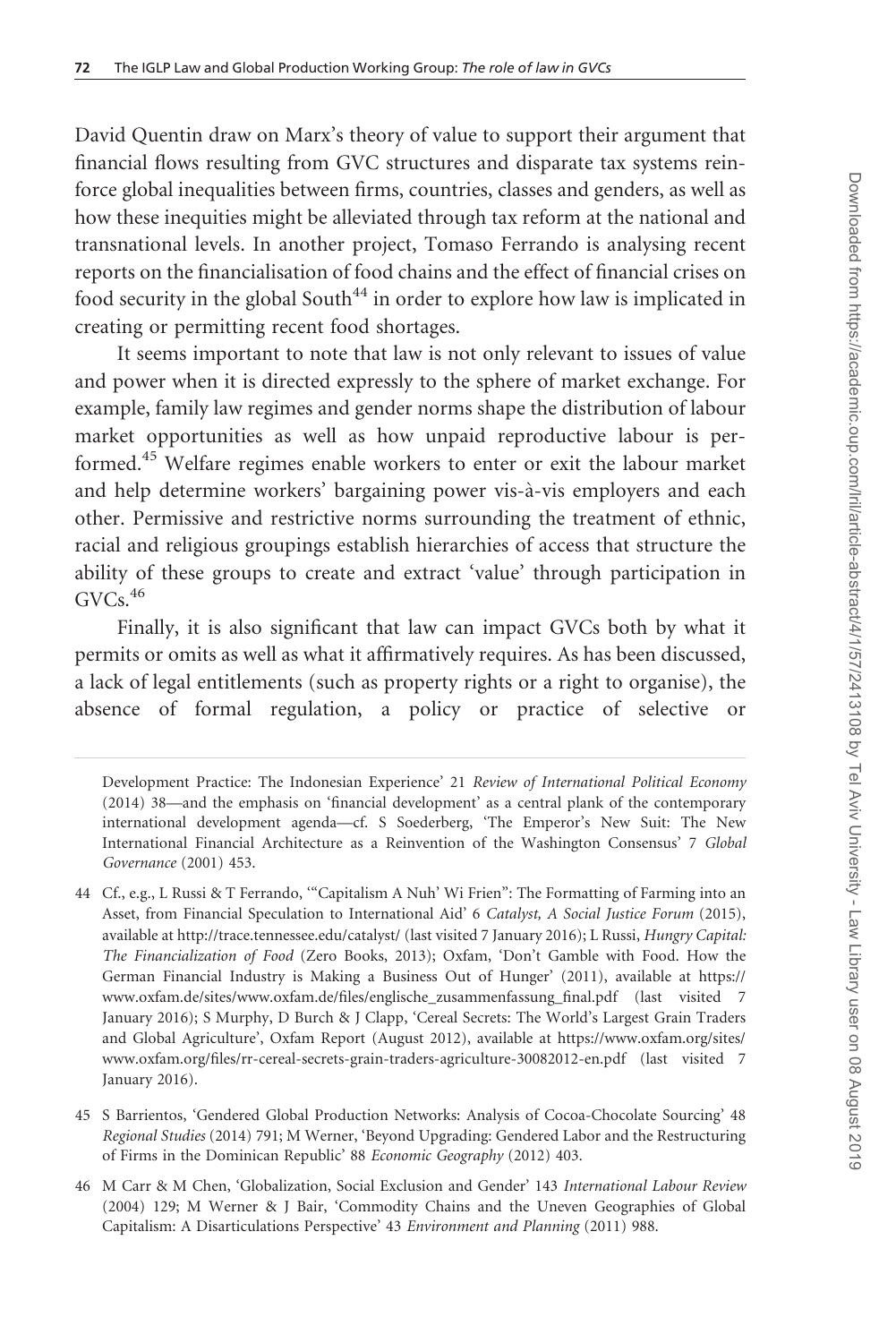David Quentin draw on Marx's theory of value to support their argument that financial flows resulting from GVC structures and disparate tax systems reinforce global inequalities between firms, countries, classes and genders, as well as how these inequities might be alleviated through tax reform at the national and transnational levels. In another project, Tomaso Ferrando is analysing recent reports on the financialisation of food chains and the effect of financial crises on food security in the global South[44] in order to explore how law is implicated in creating or permitting recent food shortages.

It seems important to note that law is not only relevant to issues of value and power when it is directed expressly to the sphere of market exchange. For example, family law regimes and gender norms shape the distribution of labour market opportunities as well as how unpaid reproductive labour is performed.[45] Welfare regimes enable workers to enter or exit the labour market and help determine workers' bargaining power vis-à-vis employers and each other. Permissive and restrictive norms surrounding the treatment of ethnic, racial and religious groupings establish hierarchies of access that structure the ability of these groups to create and extract 'value' through participation in GVCs.[46]

Finally, it is also significant that law can impact GVCs both by what it permits or omits as well as what it affirmatively requires. As has been discussed, a lack of legal entitlements (such as property rights or a right to organise), the absence of formal regulation, a policy or practice of selective or

Development Practice: The Indonesian Experience' 21 *Review of International Political Economy* (2014) 38—and the emphasis on 'financial development' as a central plank of the contemporary international development agenda—cf. S Soederberg, 'The Emperor's New Suit: The New International Financial Architecture as a Reinvention of the Washington Consensus' 7 *Global Governance* (2001) 453.

44 Cf., e.g., L Russi & T Ferrando, '"Capitalism A Nuh' Wi Frien": The Formatting of Farming into an Asset, from Financial Speculation to International Aid' 6 *Catalyst, A Social Justice Forum* (2015), available at http://trace.tennessee.edu/catalyst/ (last visited 7 January 2016); L Russi, *Hungry Capital: The Financialization of Food* (Zero Books, 2013); Oxfam, 'Don't Gamble with Food. How the German Financial Industry is Making a Business Out of Hunger' (2011), available at https://www.oxfam.de/sites/www.oxfam.de/files/englische_zusammenfassung_final.pdf (last visited 7 January 2016); S Murphy, D Burch & J Clapp, 'Cereal Secrets: The World's Largest Grain Traders and Global Agriculture', Oxfam Report (August 2012), available at https://www.oxfam.org/sites/www.oxfam.org/files/rr-cereal-secrets-grain-traders-agriculture-30082012-en.pdf (last visited 7 January 2016).

45 S Barrientos, 'Gendered Global Production Networks: Analysis of Cocoa-Chocolate Sourcing' 48 *Regional Studies* (2014) 791; M Werner, 'Beyond Upgrading: Gendered Labor and the Restructuring of Firms in the Dominican Republic' 88 *Economic Geography* (2012) 403.

46 M Carr & M Chen, 'Globalization, Social Exclusion and Gender' 143 *International Labour Review* (2004) 129; M Werner & J Bair, 'Commodity Chains and the Uneven Geographies of Global Capitalism: A Disarticulations Perspective' 43 *Environment and Planning* (2011) 988.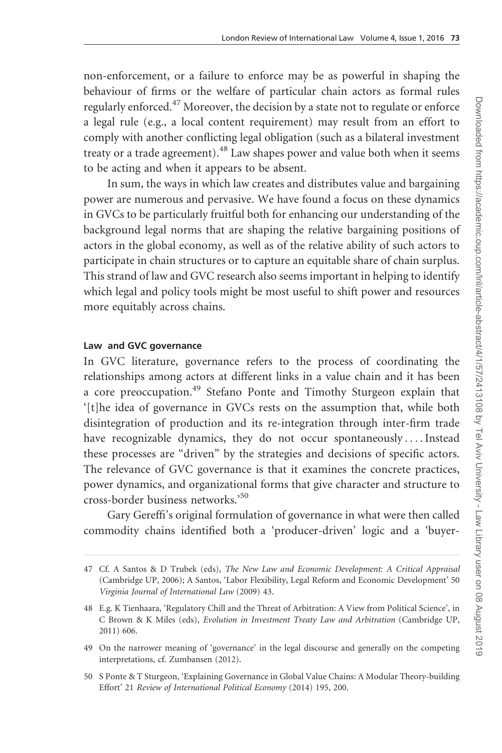non-enforcement, or a failure to enforce may be as powerful in shaping the behaviour of firms or the welfare of particular chain actors as formal rules regularly enforced.[47] Moreover, the decision by a state not to regulate or enforce a legal rule (e.g., a local content requirement) may result from an effort to comply with another conflicting legal obligation (such as a bilateral investment treaty or a trade agreement).[48] Law shapes power and value both when it seems to be acting and when it appears to be absent.

In sum, the ways in which law creates and distributes value and bargaining power are numerous and pervasive. We have found a focus on these dynamics in GVCs to be particularly fruitful both for enhancing our understanding of the background legal norms that are shaping the relative bargaining positions of actors in the global economy, as well as of the relative ability of such actors to participate in chain structures or to capture an equitable share of chain surplus. This strand of law and GVC research also seems important in helping to identify which legal and policy tools might be most useful to shift power and resources more equitably across chains.

#### Law and GVC governance

In GVC literature, governance refers to the process of coordinating the relationships among actors at different links in a value chain and it has been a core preoccupation.[49] Stefano Ponte and Timothy Sturgeon explain that '[t]he idea of governance in GVCs rests on the assumption that, while both disintegration of production and its re-integration through inter-firm trade have recognizable dynamics, they do not occur spontaneously . . . . Instead these processes are "driven" by the strategies and decisions of specific actors. The relevance of GVC governance is that it examines the concrete practices, power dynamics, and organizational forms that give character and structure to cross-border business networks.'[50]

Gary Gereffi's original formulation of governance in what were then called commodity chains identified both a 'producer-driven' logic and a 'buyer-

---

47 Cf. A Santos & D Trubek (eds), *The New Law and Economic Development: A Critical Appraisal* (Cambridge UP, 2006); A Santos, 'Labor Flexibility, Legal Reform and Economic Development' 50 *Virginia Journal of International Law* (2009) 43.

48 E.g. K Tienhaara, 'Regulatory Chill and the Threat of Arbitration: A View from Political Science', in C Brown & K Miles (eds), *Evolution in Investment Treaty Law and Arbitration* (Cambridge UP, 2011) 606.

49 On the narrower meaning of 'governance' in the legal discourse and generally on the competing interpretations, cf. Zumbansen (2012).

50 S Ponte & T Sturgeon, 'Explaining Governance in Global Value Chains: A Modular Theory-building Effort' 21 *Review of International Political Economy* (2014) 195, 200.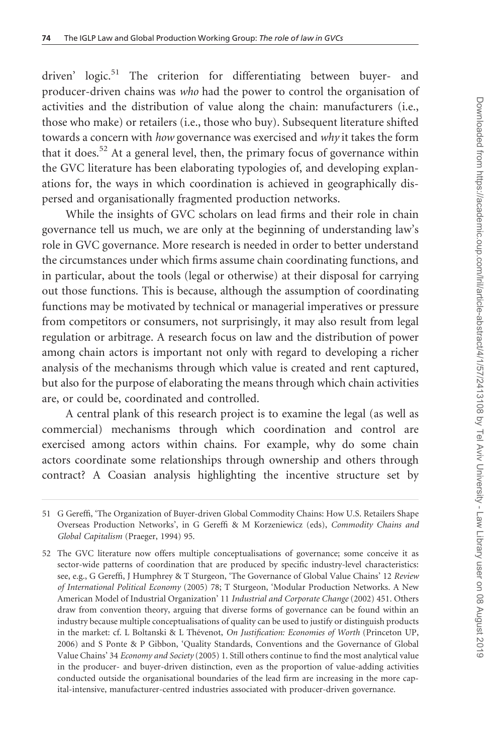driven' logic.[51] The criterion for differentiating between buyer- and producer-driven chains was *who* had the power to control the organisation of activities and the distribution of value along the chain: manufacturers (i.e., those who make) or retailers (i.e., those who buy). Subsequent literature shifted towards a concern with *how* governance was exercised and *why* it takes the form that it does.[52] At a general level, then, the primary focus of governance within the GVC literature has been elaborating typologies of, and developing explanations for, the ways in which coordination is achieved in geographically dispersed and organisationally fragmented production networks.

While the insights of GVC scholars on lead firms and their role in chain governance tell us much, we are only at the beginning of understanding law's role in GVC governance. More research is needed in order to better understand the circumstances under which firms assume chain coordinating functions, and in particular, about the tools (legal or otherwise) at their disposal for carrying out those functions. This is because, although the assumption of coordinating functions may be motivated by technical or managerial imperatives or pressure from competitors or consumers, not surprisingly, it may also result from legal regulation or arbitrage. A research focus on law and the distribution of power among chain actors is important not only with regard to developing a richer analysis of the mechanisms through which value is created and rent captured, but also for the purpose of elaborating the means through which chain activities are, or could be, coordinated and controlled.

A central plank of this research project is to examine the legal (as well as commercial) mechanisms through which coordination and control are exercised among actors within chains. For example, why do some chain actors coordinate some relationships through ownership and others through contract? A Coasian analysis highlighting the incentive structure set by

---

51 G Gereffi, 'The Organization of Buyer-driven Global Commodity Chains: How U.S. Retailers Shape Overseas Production Networks', in G Gereffi & M Korzeniewicz (eds), *Commodity Chains and Global Capitalism* (Praeger, 1994) 95.

52 The GVC literature now offers multiple conceptualisations of governance; some conceive it as sector-wide patterns of coordination that are produced by specific industry-level characteristics: see, e.g., G Gereffi, J Humphrey & T Sturgeon, 'The Governance of Global Value Chains' 12 *Review of International Political Economy* (2005) 78; T Sturgeon, 'Modular Production Networks. A New American Model of Industrial Organization' 11 *Industrial and Corporate Change* (2002) 451. Others draw from convention theory, arguing that diverse forms of governance can be found within an industry because multiple conceptualisations of quality can be used to justify or distinguish products in the market: cf. L Boltanski & L Thévenot, *On Justification: Economies of Worth* (Princeton UP, 2006) and S Ponte & P Gibbon, 'Quality Standards, Conventions and the Governance of Global Value Chains' 34 *Economy and Society* (2005) 1. Still others continue to find the most analytical value in the producer- and buyer-driven distinction, even as the proportion of value-adding activities conducted outside the organisational boundaries of the lead firm are increasing in the more capital-intensive, manufacturer-centred industries associated with producer-driven governance.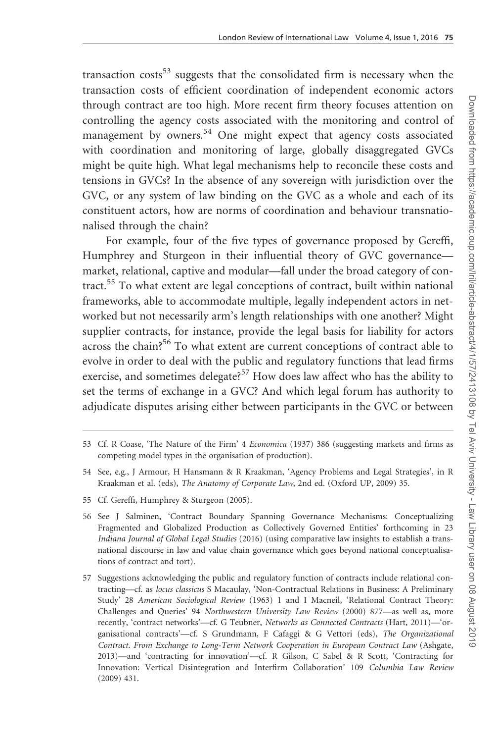transaction costs[53] suggests that the consolidated firm is necessary when the transaction costs of efficient coordination of independent economic actors through contract are too high. More recent firm theory focuses attention on controlling the agency costs associated with the monitoring and control of management by owners.[54] One might expect that agency costs associated with coordination and monitoring of large, globally disaggregated GVCs might be quite high. What legal mechanisms help to reconcile these costs and tensions in GVCs? In the absence of any sovereign with jurisdiction over the GVC, or any system of law binding on the GVC as a whole and each of its constituent actors, how are norms of coordination and behaviour transnationalised through the chain?

For example, four of the five types of governance proposed by Gereffi, Humphrey and Sturgeon in their influential theory of GVC governance—market, relational, captive and modular—fall under the broad category of contract.[55] To what extent are legal conceptions of contract, built within national frameworks, able to accommodate multiple, legally independent actors in networked but not necessarily arm's length relationships with one another? Might supplier contracts, for instance, provide the legal basis for liability for actors across the chain?[56] To what extent are current conceptions of contract able to evolve in order to deal with the public and regulatory functions that lead firms exercise, and sometimes delegate?[57] How does law affect who has the ability to set the terms of exchange in a GVC? And which legal forum has authority to adjudicate disputes arising either between participants in the GVC or between

53 Cf. R Coase, 'The Nature of the Firm' 4 *Economica* (1937) 386 (suggesting markets and firms as competing model types in the organisation of production).

54 See, e.g., J Armour, H Hansmann & R Kraakman, 'Agency Problems and Legal Strategies', in R Kraakman et al. (eds), *The Anatomy of Corporate Law*, 2nd ed. (Oxford UP, 2009) 35.

55 Cf. Gereffi, Humphrey & Sturgeon (2005).

56 See J Salminen, 'Contract Boundary Spanning Governance Mechanisms: Conceptualizing Fragmented and Globalized Production as Collectively Governed Entities' forthcoming in 23 *Indiana Journal of Global Legal Studies* (2016) (using comparative law insights to establish a transnational discourse in law and value chain governance which goes beyond national conceptualisations of contract and tort).

57 Suggestions acknowledging the public and regulatory function of contracts include relational contracting—cf. as *locus classicus* S Macaulay, 'Non-Contractual Relations in Business: A Preliminary Study' 28 *American Sociological Review* (1963) 1 and I Macneil, 'Relational Contract Theory: Challenges and Queries' 94 *Northwestern University Law Review* (2000) 877—as well as, more recently, 'contract networks'—cf. G Teubner, *Networks as Connected Contracts* (Hart, 2011)—'organisational contracts'—cf. S Grundmann, F Cafaggi & G Vettori (eds), *The Organizational Contract. From Exchange to Long-Term Network Cooperation in European Contract Law* (Ashgate, 2013)—and 'contracting for innovation'—cf. R Gilson, C Sabel & R Scott, 'Contracting for Innovation: Vertical Disintegration and Interfirm Collaboration' 109 *Columbia Law Review* (2009) 431.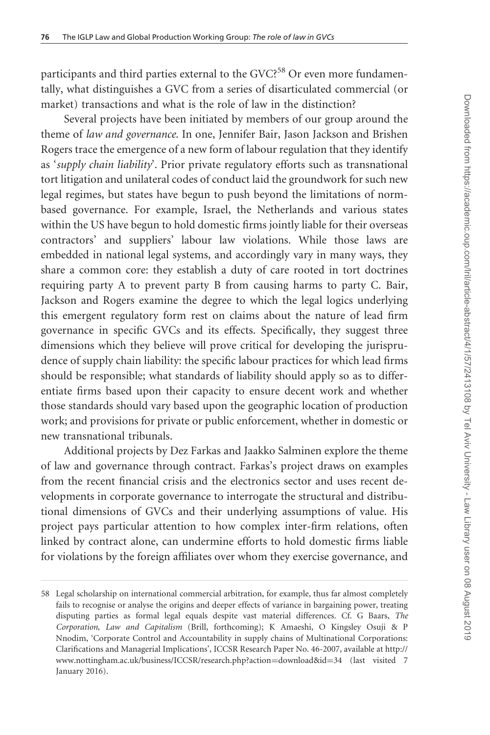participants and third parties external to the GVC?[58] Or even more fundamentally, what distinguishes a GVC from a series of disarticulated commercial (or market) transactions and what is the role of law in the distinction?

Several projects have been initiated by members of our group around the theme of *law and governance*. In one, Jennifer Bair, Jason Jackson and Brishen Rogers trace the emergence of a new form of labour regulation that they identify as '*supply chain liability*'. Prior private regulatory efforts such as transnational tort litigation and unilateral codes of conduct laid the groundwork for such new legal regimes, but states have begun to push beyond the limitations of norm-based governance. For example, Israel, the Netherlands and various states within the US have begun to hold domestic firms jointly liable for their overseas contractors' and suppliers' labour law violations. While those laws are embedded in national legal systems, and accordingly vary in many ways, they share a common core: they establish a duty of care rooted in tort doctrines requiring party A to prevent party B from causing harms to party C. Bair, Jackson and Rogers examine the degree to which the legal logics underlying this emergent regulatory form rest on claims about the nature of lead firm governance in specific GVCs and its effects. Specifically, they suggest three dimensions which they believe will prove critical for developing the jurisprudence of supply chain liability: the specific labour practices for which lead firms should be responsible; what standards of liability should apply so as to differentiate firms based upon their capacity to ensure decent work and whether those standards should vary based upon the geographic location of production work; and provisions for private or public enforcement, whether in domestic or new transnational tribunals.

Additional projects by Dez Farkas and Jaakko Salminen explore the theme of law and governance through contract. Farkas's project draws on examples from the recent financial crisis and the electronics sector and uses recent developments in corporate governance to interrogate the structural and distributional dimensions of GVCs and their underlying assumptions of value. His project pays particular attention to how complex inter-firm relations, often linked by contract alone, can undermine efforts to hold domestic firms liable for violations by the foreign affiliates over whom they exercise governance, and

58 Legal scholarship on international commercial arbitration, for example, thus far almost completely fails to recognise or analyse the origins and deeper effects of variance in bargaining power, treating disputing parties as formal legal equals despite vast material differences. Cf. G Baars, *The Corporation, Law and Capitalism* (Brill, forthcoming); K Amaeshi, O Kingsley Osuji & P Nnodim, 'Corporate Control and Accountability in supply chains of Multinational Corporations: Clarifications and Managerial Implications', ICCSR Research Paper No. 46-2007, available at http://www.nottingham.ac.uk/business/ICCSR/research.php?action=download&id=34 (last visited 7 January 2016).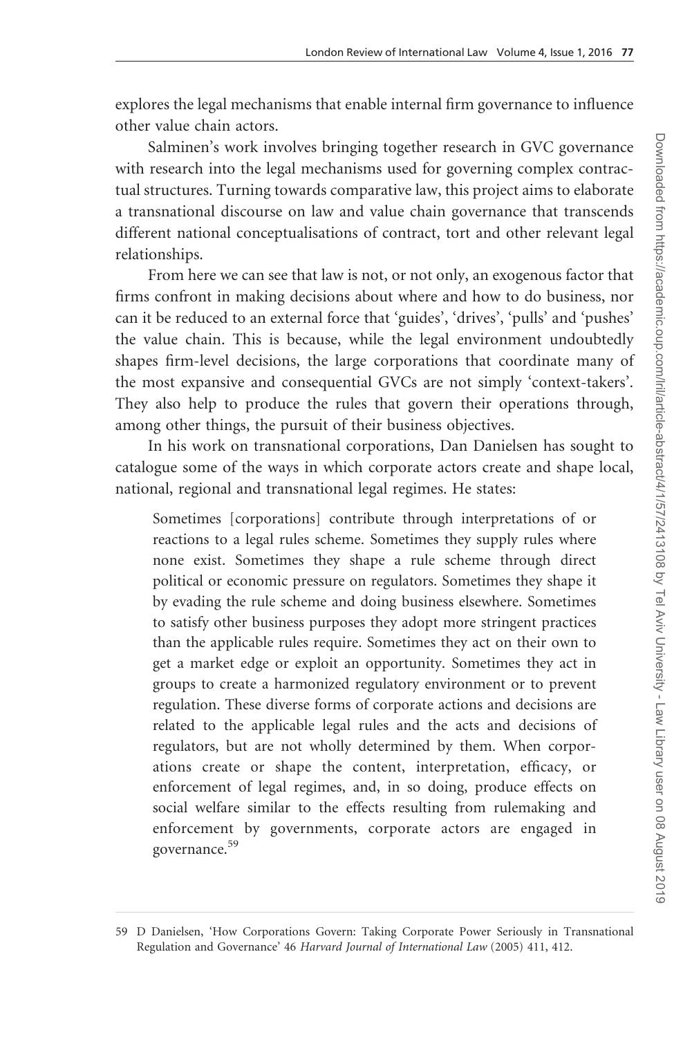explores the legal mechanisms that enable internal firm governance to influence other value chain actors.

Salminen's work involves bringing together research in GVC governance with research into the legal mechanisms used for governing complex contractual structures. Turning towards comparative law, this project aims to elaborate a transnational discourse on law and value chain governance that transcends different national conceptualisations of contract, tort and other relevant legal relationships.

From here we can see that law is not, or not only, an exogenous factor that firms confront in making decisions about where and how to do business, nor can it be reduced to an external force that 'guides', 'drives', 'pulls' and 'pushes' the value chain. This is because, while the legal environment undoubtedly shapes firm-level decisions, the large corporations that coordinate many of the most expansive and consequential GVCs are not simply 'context-takers'. They also help to produce the rules that govern their operations through, among other things, the pursuit of their business objectives.

In his work on transnational corporations, Dan Danielsen has sought to catalogue some of the ways in which corporate actors create and shape local, national, regional and transnational legal regimes. He states:

> Sometimes [corporations] contribute through interpretations of or reactions to a legal rules scheme. Sometimes they supply rules where none exist. Sometimes they shape a rule scheme through direct political or economic pressure on regulators. Sometimes they shape it by evading the rule scheme and doing business elsewhere. Sometimes to satisfy other business purposes they adopt more stringent practices than the applicable rules require. Sometimes they act on their own to get a market edge or exploit an opportunity. Sometimes they act in groups to create a harmonized regulatory environment or to prevent regulation. These diverse forms of corporate actions and decisions are related to the applicable legal rules and the acts and decisions of regulators, but are not wholly determined by them. When corporations create or shape the content, interpretation, efficacy, or enforcement of legal regimes, and, in so doing, produce effects on social welfare similar to the effects resulting from rulemaking and enforcement by governments, corporate actors are engaged in governance.[59]

59 D Danielsen, 'How Corporations Govern: Taking Corporate Power Seriously in Transnational Regulation and Governance' 46 *Harvard Journal of International Law* (2005) 411, 412.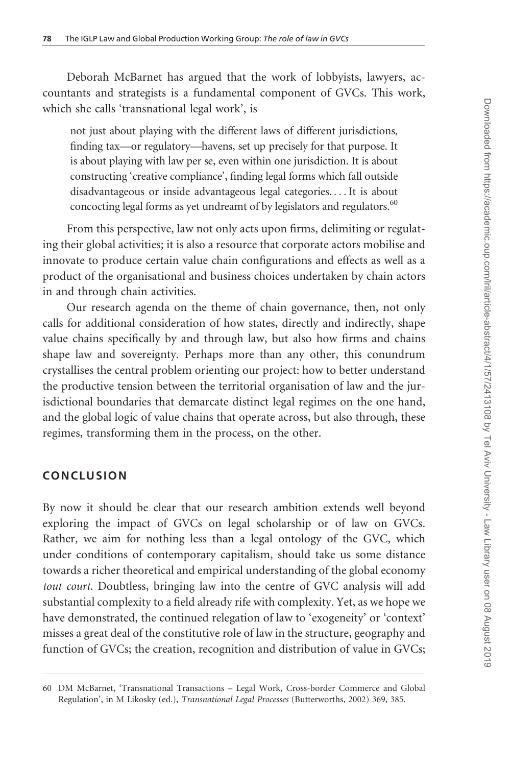Deborah McBarnet has argued that the work of lobbyists, lawyers, accountants and strategists is a fundamental component of GVCs. This work, which she calls 'transnational legal work', is

> not just about playing with the different laws of different jurisdictions, finding tax—or regulatory—havens, set up precisely for that purpose. It is about playing with law per se, even within one jurisdiction. It is about constructing 'creative compliance', finding legal forms which fall outside disadvantageous or inside advantageous legal categories. . . . It is about concocting legal forms as yet undreamt of by legislators and regulators.[60]

From this perspective, law not only acts upon firms, delimiting or regulating their global activities; it is also a resource that corporate actors mobilise and innovate to produce certain value chain configurations and effects as well as a product of the organisational and business choices undertaken by chain actors in and through chain activities.

Our research agenda on the theme of chain governance, then, not only calls for additional consideration of how states, directly and indirectly, shape value chains specifically by and through law, but also how firms and chains shape law and sovereignty. Perhaps more than any other, this conundrum crystallises the central problem orienting our project: how to better understand the productive tension between the territorial organisation of law and the jurisdictional boundaries that demarcate distinct legal regimes on the one hand, and the global logic of value chains that operate across, but also through, these regimes, transforming them in the process, on the other.

## CONCLUSION

By now it should be clear that our research ambition extends well beyond exploring the impact of GVCs on legal scholarship or of law on GVCs. Rather, we aim for nothing less than a legal ontology of the GVC, which under conditions of contemporary capitalism, should take us some distance towards a richer theoretical and empirical understanding of the global economy *tout court*. Doubtless, bringing law into the centre of GVC analysis will add substantial complexity to a field already rife with complexity. Yet, as we hope we have demonstrated, the continued relegation of law to 'exogeneity' or 'context' misses a great deal of the constitutive role of law in the structure, geography and function of GVCs; the creation, recognition and distribution of value in GVCs;

60 DM McBarnet, 'Transnational Transactions – Legal Work, Cross-border Commerce and Global Regulation', in M Likosky (ed.), *Transnational Legal Processes* (Butterworths, 2002) 369, 385.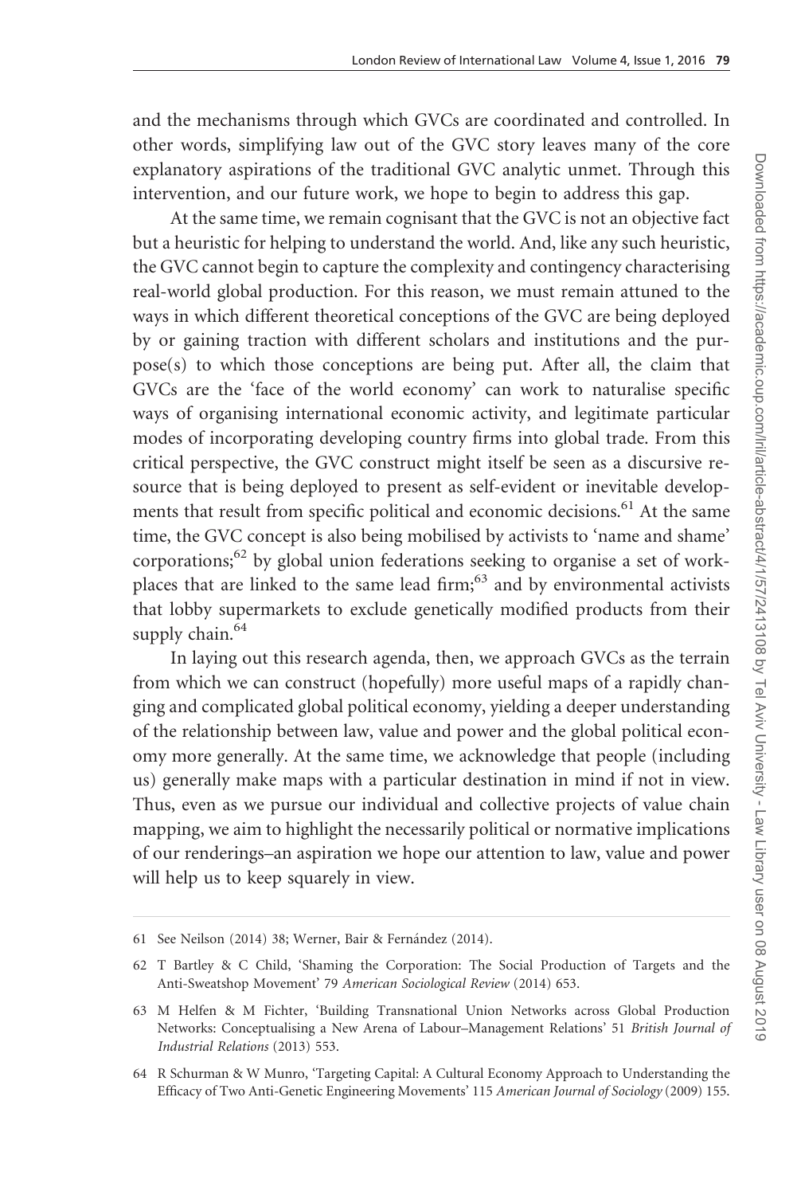and the mechanisms through which GVCs are coordinated and controlled. In other words, simplifying law out of the GVC story leaves many of the core explanatory aspirations of the traditional GVC analytic unmet. Through this intervention, and our future work, we hope to begin to address this gap.

At the same time, we remain cognisant that the GVC is not an objective fact but a heuristic for helping to understand the world. And, like any such heuristic, the GVC cannot begin to capture the complexity and contingency characterising real-world global production. For this reason, we must remain attuned to the ways in which different theoretical conceptions of the GVC are being deployed by or gaining traction with different scholars and institutions and the purpose(s) to which those conceptions are being put. After all, the claim that GVCs are the 'face of the world economy' can work to naturalise specific ways of organising international economic activity, and legitimate particular modes of incorporating developing country firms into global trade. From this critical perspective, the GVC construct might itself be seen as a discursive resource that is being deployed to present as self-evident or inevitable developments that result from specific political and economic decisions.[61] At the same time, the GVC concept is also being mobilised by activists to 'name and shame' corporations;[62] by global union federations seeking to organise a set of workplaces that are linked to the same lead firm;[63] and by environmental activists that lobby supermarkets to exclude genetically modified products from their supply chain.[64]

In laying out this research agenda, then, we approach GVCs as the terrain from which we can construct (hopefully) more useful maps of a rapidly changing and complicated global political economy, yielding a deeper understanding of the relationship between law, value and power and the global political economy more generally. At the same time, we acknowledge that people (including us) generally make maps with a particular destination in mind if not in view. Thus, even as we pursue our individual and collective projects of value chain mapping, we aim to highlight the necessarily political or normative implications of our renderings–an aspiration we hope our attention to law, value and power will help us to keep squarely in view.

61 See Neilson (2014) 38; Werner, Bair & Fernández (2014).

62 T Bartley & C Child, 'Shaming the Corporation: The Social Production of Targets and the Anti-Sweatshop Movement' 79 *American Sociological Review* (2014) 653.

63 M Helfen & M Fichter, 'Building Transnational Union Networks across Global Production Networks: Conceptualising a New Arena of Labour–Management Relations' 51 *British Journal of Industrial Relations* (2013) 553.

64 R Schurman & W Munro, 'Targeting Capital: A Cultural Economy Approach to Understanding the Efficacy of Two Anti-Genetic Engineering Movements' 115 *American Journal of Sociology* (2009) 155.